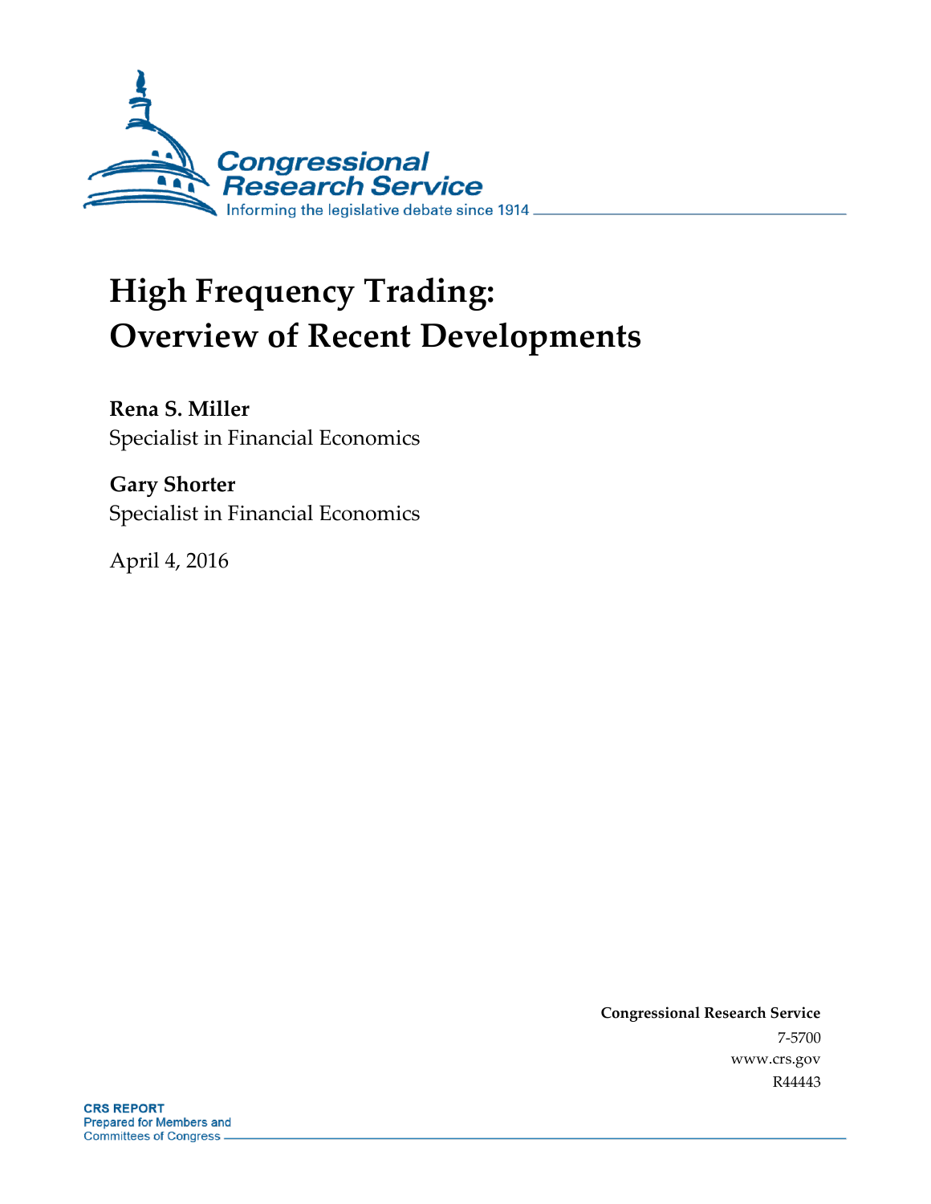Congressional Research Service

Informing the legislative debate since 1914

# High Frequency Trading: Overview of Recent Developments

**Rena S. Miller**
Specialist in Financial Economics

**Gary Shorter**
Specialist in Financial Economics

April 4, 2016

**Congressional Research Service**
7-5700
www.crs.gov
R44443

**CRS REPORT**
Prepared for Members and Committees of Congress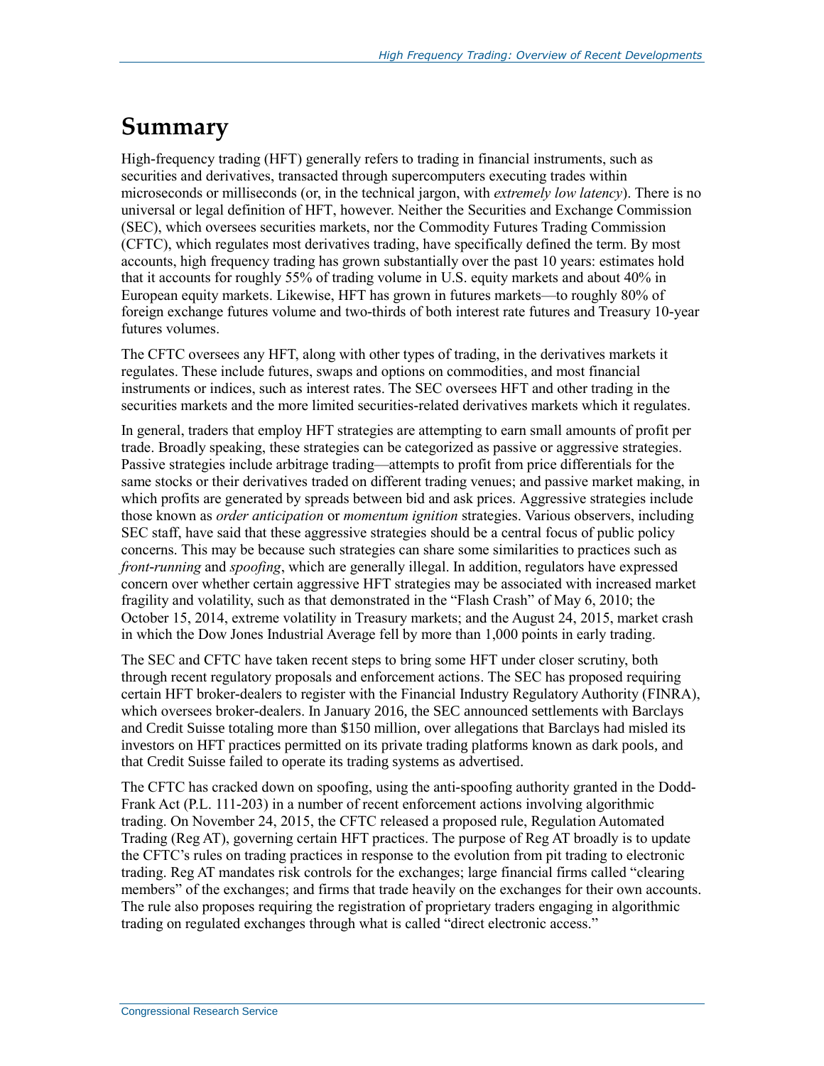# Summary

High-frequency trading (HFT) generally refers to trading in financial instruments, such as securities and derivatives, transacted through supercomputers executing trades within microseconds or milliseconds (or, in the technical jargon, with *extremely low latency*). There is no universal or legal definition of HFT, however. Neither the Securities and Exchange Commission (SEC), which oversees securities markets, nor the Commodity Futures Trading Commission (CFTC), which regulates most derivatives trading, have specifically defined the term. By most accounts, high frequency trading has grown substantially over the past 10 years: estimates hold that it accounts for roughly 55% of trading volume in U.S. equity markets and about 40% in European equity markets. Likewise, HFT has grown in futures markets—to roughly 80% of foreign exchange futures volume and two-thirds of both interest rate futures and Treasury 10-year futures volumes.

The CFTC oversees any HFT, along with other types of trading, in the derivatives markets it regulates. These include futures, swaps and options on commodities, and most financial instruments or indices, such as interest rates. The SEC oversees HFT and other trading in the securities markets and the more limited securities-related derivatives markets which it regulates.

In general, traders that employ HFT strategies are attempting to earn small amounts of profit per trade. Broadly speaking, these strategies can be categorized as passive or aggressive strategies. Passive strategies include arbitrage trading—attempts to profit from price differentials for the same stocks or their derivatives traded on different trading venues; and passive market making, in which profits are generated by spreads between bid and ask prices. Aggressive strategies include those known as *order anticipation* or *momentum ignition* strategies. Various observers, including SEC staff, have said that these aggressive strategies should be a central focus of public policy concerns. This may be because such strategies can share some similarities to practices such as *front-running* and *spoofing*, which are generally illegal. In addition, regulators have expressed concern over whether certain aggressive HFT strategies may be associated with increased market fragility and volatility, such as that demonstrated in the "Flash Crash" of May 6, 2010; the October 15, 2014, extreme volatility in Treasury markets; and the August 24, 2015, market crash in which the Dow Jones Industrial Average fell by more than 1,000 points in early trading.

The SEC and CFTC have taken recent steps to bring some HFT under closer scrutiny, both through recent regulatory proposals and enforcement actions. The SEC has proposed requiring certain HFT broker-dealers to register with the Financial Industry Regulatory Authority (FINRA), which oversees broker-dealers. In January 2016, the SEC announced settlements with Barclays and Credit Suisse totaling more than $150 million, over allegations that Barclays had misled its investors on HFT practices permitted on its private trading platforms known as dark pools, and that Credit Suisse failed to operate its trading systems as advertised.

The CFTC has cracked down on spoofing, using the anti-spoofing authority granted in the Dodd-Frank Act (P.L. 111-203) in a number of recent enforcement actions involving algorithmic trading. On November 24, 2015, the CFTC released a proposed rule, Regulation Automated Trading (Reg AT), governing certain HFT practices. The purpose of Reg AT broadly is to update the CFTC's rules on trading practices in response to the evolution from pit trading to electronic trading. Reg AT mandates risk controls for the exchanges; large financial firms called "clearing members" of the exchanges; and firms that trade heavily on the exchanges for their own accounts. The rule also proposes requiring the registration of proprietary traders engaging in algorithmic trading on regulated exchanges through what is called "direct electronic access."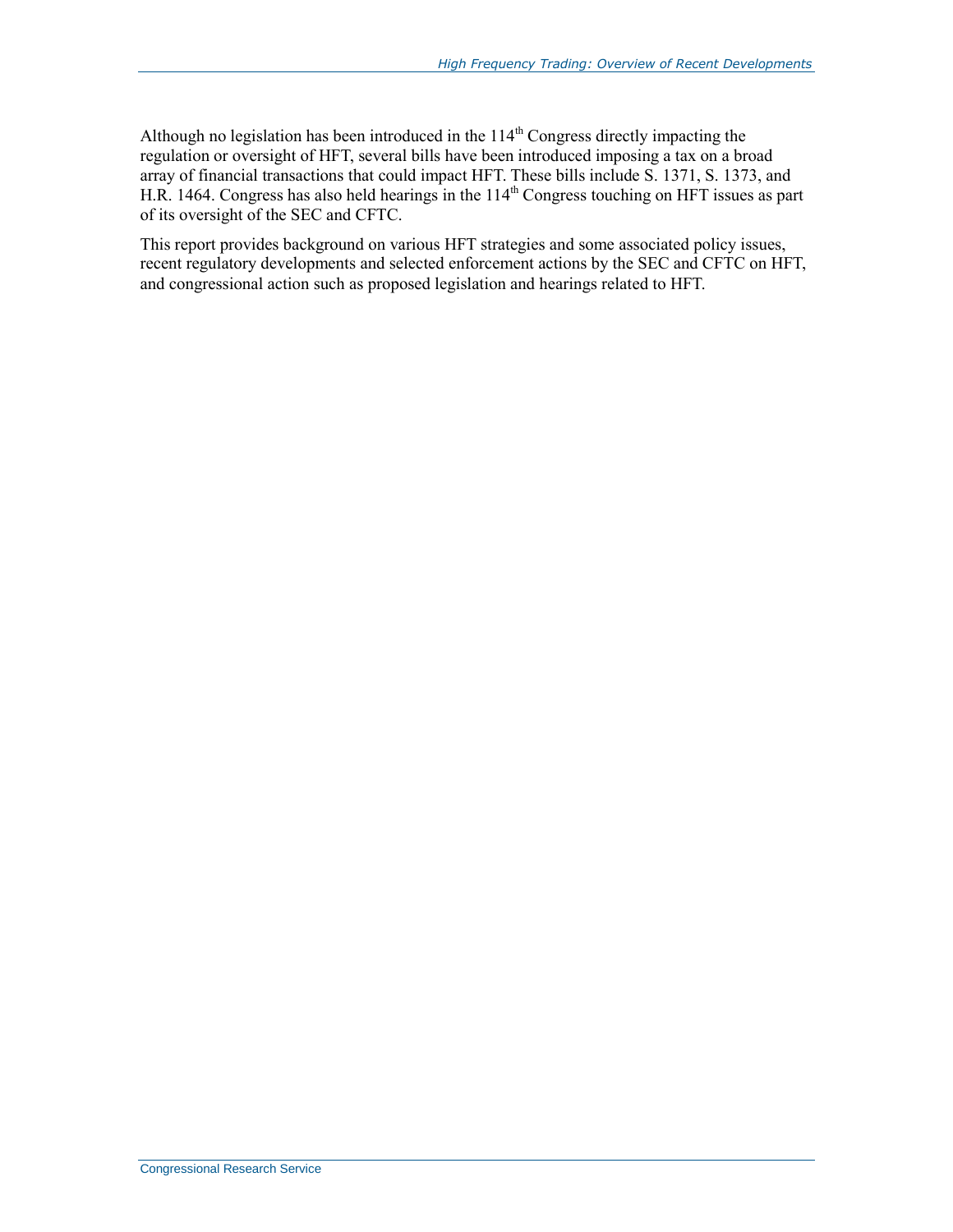Although no legislation has been introduced in the 114th Congress directly impacting the regulation or oversight of HFT, several bills have been introduced imposing a tax on a broad array of financial transactions that could impact HFT. These bills include S. 1371, S. 1373, and H.R. 1464. Congress has also held hearings in the 114th Congress touching on HFT issues as part of its oversight of the SEC and CFTC.

This report provides background on various HFT strategies and some associated policy issues, recent regulatory developments and selected enforcement actions by the SEC and CFTC on HFT, and congressional action such as proposed legislation and hearings related to HFT.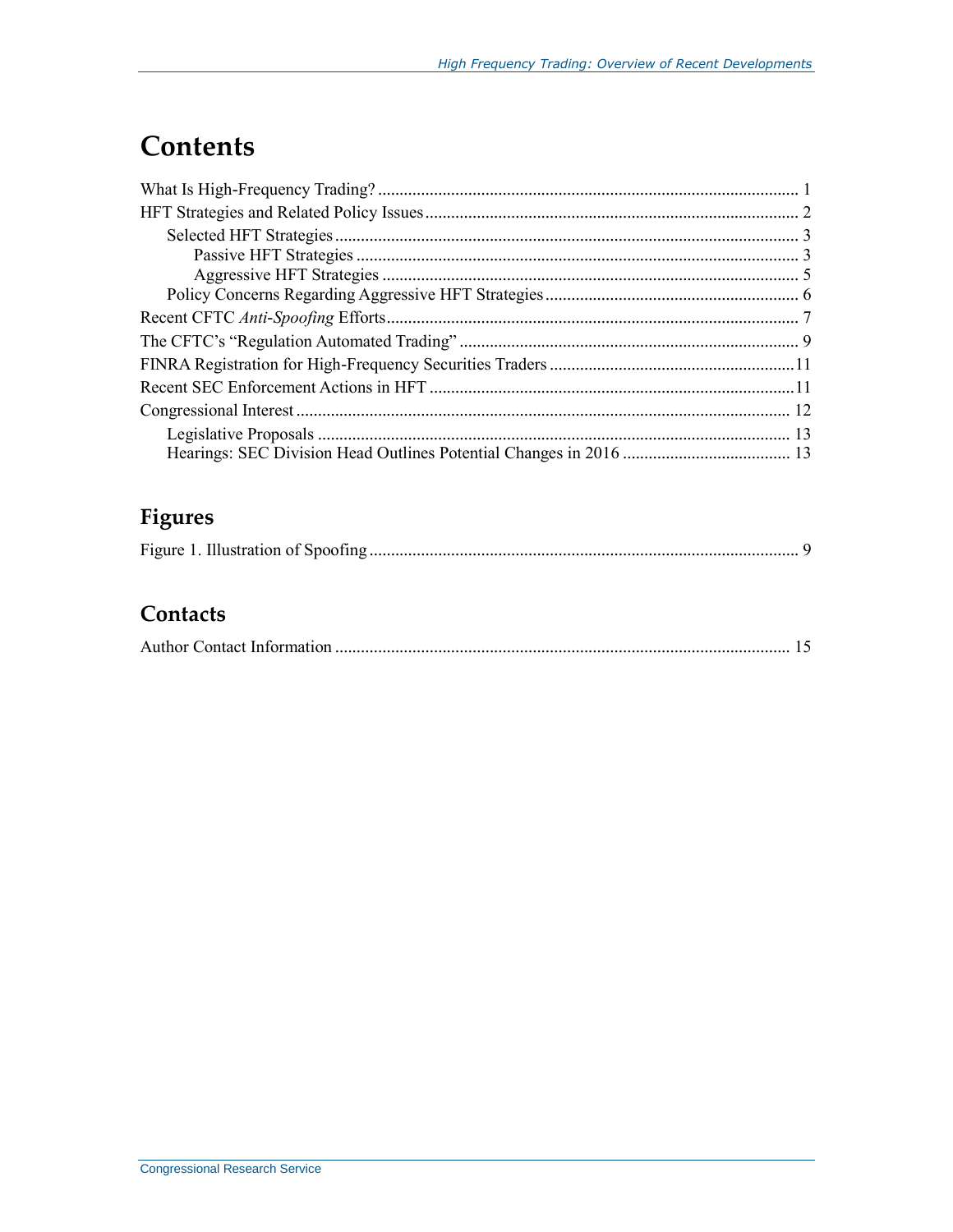# Contents

What Is High-Frequency Trading? ....................................................................................... 1
HFT Strategies and Related Policy Issues ............................................................................ 2
  Selected HFT Strategies ................................................................................................. 3
    Passive HFT Strategies ............................................................................................... 3
    Aggressive HFT Strategies .......................................................................................... 5
  Policy Concerns Regarding Aggressive HFT Strategies ..................................................... 6
Recent CFTC *Anti-Spoofing* Efforts ..................................................................................... 7
The CFTC's "Regulation Automated Trading" ...................................................................... 9
FINRA Registration for High-Frequency Securities Traders ..................................................11
Recent SEC Enforcement Actions in HFT ............................................................................11
Congressional Interest ......................................................................................................... 12
  Legislative Proposals .................................................................................................... 13
  Hearings: SEC Division Head Outlines Potential Changes in 2016 ................................... 13

## Figures

Figure 1. Illustration of Spoofing .......................................................................................... 9

## Contacts

Author Contact Information ................................................................................................ 15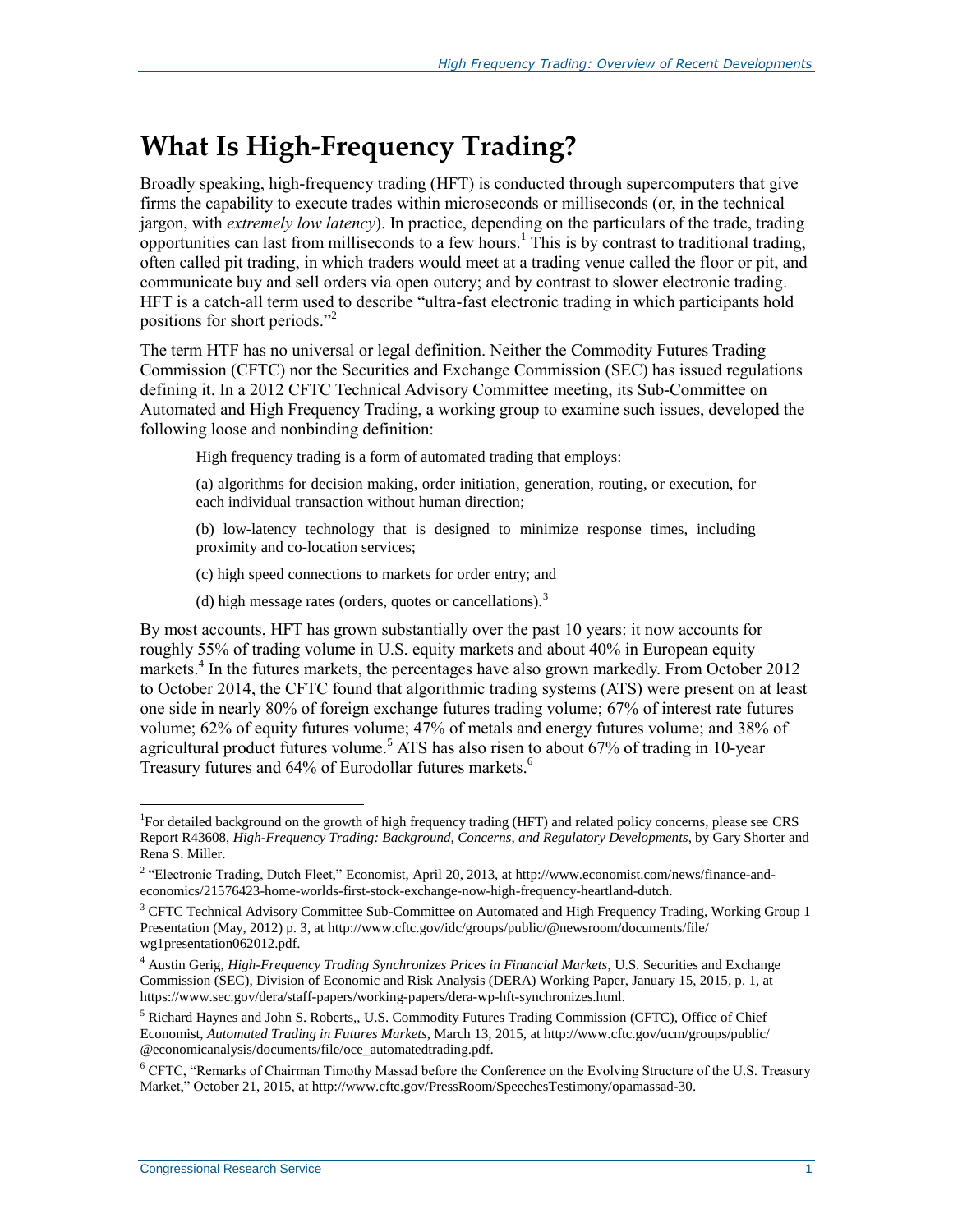# What Is High-Frequency Trading?

Broadly speaking, high-frequency trading (HFT) is conducted through supercomputers that give firms the capability to execute trades within microseconds or milliseconds (or, in the technical jargon, with *extremely low latency*). In practice, depending on the particulars of the trade, trading opportunities can last from milliseconds to a few hours.[1] This is by contrast to traditional trading, often called pit trading, in which traders would meet at a trading venue called the floor or pit, and communicate buy and sell orders via open outcry; and by contrast to slower electronic trading. HFT is a catch-all term used to describe "ultra-fast electronic trading in which participants hold positions for short periods."[2]

The term HTF has no universal or legal definition. Neither the Commodity Futures Trading Commission (CFTC) nor the Securities and Exchange Commission (SEC) has issued regulations defining it. In a 2012 CFTC Technical Advisory Committee meeting, its Sub-Committee on Automated and High Frequency Trading, a working group to examine such issues, developed the following loose and nonbinding definition:

> High frequency trading is a form of automated trading that employs:
>
> (a) algorithms for decision making, order initiation, generation, routing, or execution, for each individual transaction without human direction;
>
> (b) low-latency technology that is designed to minimize response times, including proximity and co-location services;
>
> (c) high speed connections to markets for order entry; and
>
> (d) high message rates (orders, quotes or cancellations).[3]

By most accounts, HFT has grown substantially over the past 10 years: it now accounts for roughly 55% of trading volume in U.S. equity markets and about 40% in European equity markets.[4] In the futures markets, the percentages have also grown markedly. From October 2012 to October 2014, the CFTC found that algorithmic trading systems (ATS) were present on at least one side in nearly 80% of foreign exchange futures trading volume; 67% of interest rate futures volume; 62% of equity futures volume; 47% of metals and energy futures volume; and 38% of agricultural product futures volume.[5] ATS has also risen to about 67% of trading in 10-year Treasury futures and 64% of Eurodollar futures markets.[6]

---

[1] For detailed background on the growth of high frequency trading (HFT) and related policy concerns, please see CRS Report R43608, *High-Frequency Trading: Background, Concerns, and Regulatory Developments*, by Gary Shorter and Rena S. Miller.

[2] "Electronic Trading, Dutch Fleet," Economist, April 20, 2013, at http://www.economist.com/news/finance-and-economics/21576423-home-worlds-first-stock-exchange-now-high-frequency-heartland-dutch.

[3] CFTC Technical Advisory Committee Sub-Committee on Automated and High Frequency Trading, Working Group 1 Presentation (May, 2012) p. 3, at http://www.cftc.gov/idc/groups/public/@newsroom/documents/file/wg1presentation062012.pdf.

[4] Austin Gerig, *High-Frequency Trading Synchronizes Prices in Financial Markets*, U.S. Securities and Exchange Commission (SEC), Division of Economic and Risk Analysis (DERA) Working Paper, January 15, 2015, p. 1, at https://www.sec.gov/dera/staff-papers/working-papers/dera-wp-hft-synchronizes.html.

[5] Richard Haynes and John S. Roberts,, U.S. Commodity Futures Trading Commission (CFTC), Office of Chief Economist, *Automated Trading in Futures Markets*, March 13, 2015, at http://www.cftc.gov/ucm/groups/public/@economicanalysis/documents/file/oce_automatedtrading.pdf.

[6] CFTC, "Remarks of Chairman Timothy Massad before the Conference on the Evolving Structure of the U.S. Treasury Market," October 21, 2015, at http://www.cftc.gov/PressRoom/SpeechesTestimony/opamassad-30.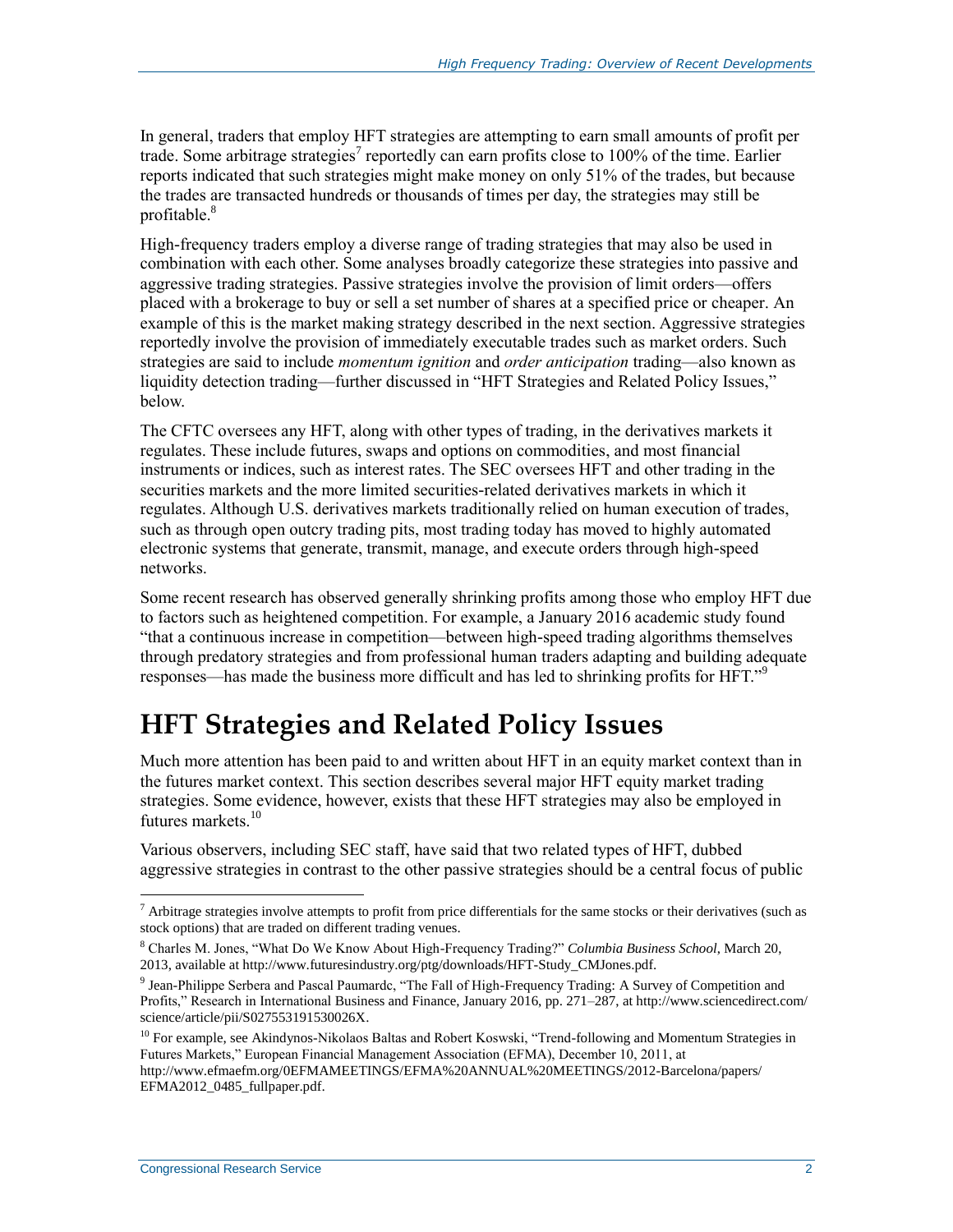In general, traders that employ HFT strategies are attempting to earn small amounts of profit per trade. Some arbitrage strategies[7] reportedly can earn profits close to 100% of the time. Earlier reports indicated that such strategies might make money on only 51% of the trades, but because the trades are transacted hundreds or thousands of times per day, the strategies may still be profitable.[8]

High-frequency traders employ a diverse range of trading strategies that may also be used in combination with each other. Some analyses broadly categorize these strategies into passive and aggressive trading strategies. Passive strategies involve the provision of limit orders—offers placed with a brokerage to buy or sell a set number of shares at a specified price or cheaper. An example of this is the market making strategy described in the next section. Aggressive strategies reportedly involve the provision of immediately executable trades such as market orders. Such strategies are said to include *momentum ignition* and *order anticipation* trading—also known as liquidity detection trading—further discussed in "HFT Strategies and Related Policy Issues," below.

The CFTC oversees any HFT, along with other types of trading, in the derivatives markets it regulates. These include futures, swaps and options on commodities, and most financial instruments or indices, such as interest rates. The SEC oversees HFT and other trading in the securities markets and the more limited securities-related derivatives markets in which it regulates. Although U.S. derivatives markets traditionally relied on human execution of trades, such as through open outcry trading pits, most trading today has moved to highly automated electronic systems that generate, transmit, manage, and execute orders through high-speed networks.

Some recent research has observed generally shrinking profits among those who employ HFT due to factors such as heightened competition. For example, a January 2016 academic study found "that a continuous increase in competition—between high-speed trading algorithms themselves through predatory strategies and from professional human traders adapting and building adequate responses—has made the business more difficult and has led to shrinking profits for HFT."[9]

# HFT Strategies and Related Policy Issues

Much more attention has been paid to and written about HFT in an equity market context than in the futures market context. This section describes several major HFT equity market trading strategies. Some evidence, however, exists that these HFT strategies may also be employed in futures markets.[10]

Various observers, including SEC staff, have said that two related types of HFT, dubbed aggressive strategies in contrast to the other passive strategies should be a central focus of public

---

[7] Arbitrage strategies involve attempts to profit from price differentials for the same stocks or their derivatives (such as stock options) that are traded on different trading venues.

[8] Charles M. Jones, "What Do We Know About High-Frequency Trading?" *Columbia Business School*, March 20, 2013, available at http://www.futuresindustry.org/ptg/downloads/HFT-Study_CMJones.pdf.

[9] Jean-Philippe Serbera and Pascal Paumardc, "The Fall of High-Frequency Trading: A Survey of Competition and Profits," Research in International Business and Finance, January 2016, pp. 271–287, at http://www.sciencedirect.com/science/article/pii/S027553191530026X.

[10] For example, see Akindynos-Nikolaos Baltas and Robert Koswski, "Trend-following and Momentum Strategies in Futures Markets," European Financial Management Association (EFMA), December 10, 2011, at http://www.efmaefm.org/0EFMAMEETINGS/EFMA%20ANNUAL%20MEETINGS/2012-Barcelona/papers/EFMA2012_0485_fullpaper.pdf.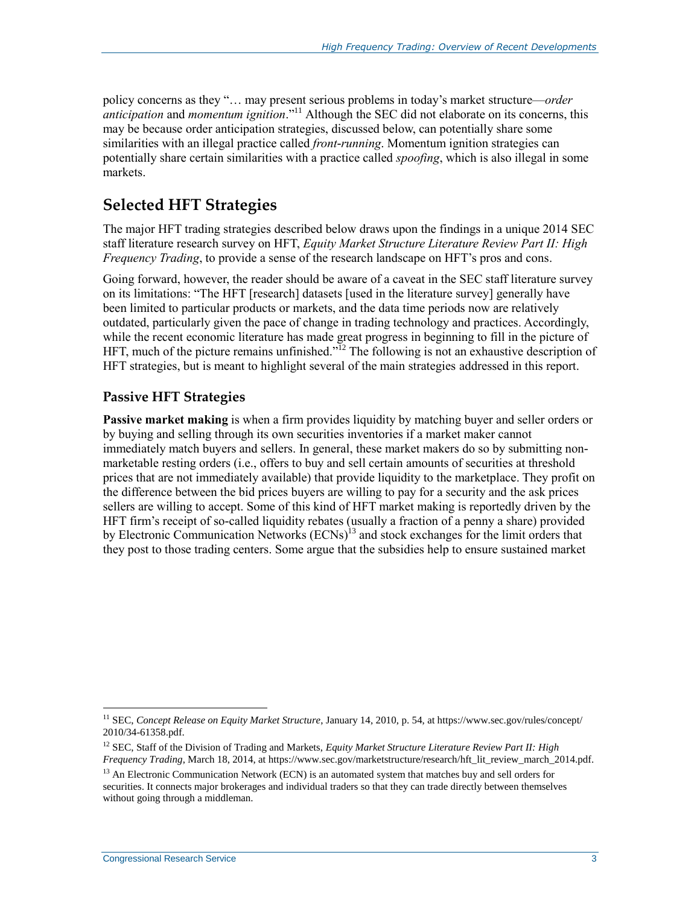policy concerns as they "… may present serious problems in today's market structure—*order anticipation* and *momentum ignition*."[11] Although the SEC did not elaborate on its concerns, this may be because order anticipation strategies, discussed below, can potentially share some similarities with an illegal practice called *front-running*. Momentum ignition strategies can potentially share certain similarities with a practice called *spoofing*, which is also illegal in some markets.

## Selected HFT Strategies

The major HFT trading strategies described below draws upon the findings in a unique 2014 SEC staff literature research survey on HFT, *Equity Market Structure Literature Review Part II: High Frequency Trading*, to provide a sense of the research landscape on HFT's pros and cons.

Going forward, however, the reader should be aware of a caveat in the SEC staff literature survey on its limitations: "The HFT [research] datasets [used in the literature survey] generally have been limited to particular products or markets, and the data time periods now are relatively outdated, particularly given the pace of change in trading technology and practices. Accordingly, while the recent economic literature has made great progress in beginning to fill in the picture of HFT, much of the picture remains unfinished."[12] The following is not an exhaustive description of HFT strategies, but is meant to highlight several of the main strategies addressed in this report.

### Passive HFT Strategies

**Passive market making** is when a firm provides liquidity by matching buyer and seller orders or by buying and selling through its own securities inventories if a market maker cannot immediately match buyers and sellers. In general, these market makers do so by submitting non-marketable resting orders (i.e., offers to buy and sell certain amounts of securities at threshold prices that are not immediately available) that provide liquidity to the marketplace. They profit on the difference between the bid prices buyers are willing to pay for a security and the ask prices sellers are willing to accept. Some of this kind of HFT market making is reportedly driven by the HFT firm's receipt of so-called liquidity rebates (usually a fraction of a penny a share) provided by Electronic Communication Networks (ECNs)[13] and stock exchanges for the limit orders that they post to those trading centers. Some argue that the subsidies help to ensure sustained market

---

[11] SEC, *Concept Release on Equity Market Structure*, January 14, 2010, p. 54, at https://www.sec.gov/rules/concept/2010/34-61358.pdf.

[12] SEC, Staff of the Division of Trading and Markets, *Equity Market Structure Literature Review Part II: High Frequency Trading*, March 18, 2014, at https://www.sec.gov/marketstructure/research/hft_lit_review_march_2014.pdf.

[13] An Electronic Communication Network (ECN) is an automated system that matches buy and sell orders for securities. It connects major brokerages and individual traders so that they can trade directly between themselves without going through a middleman.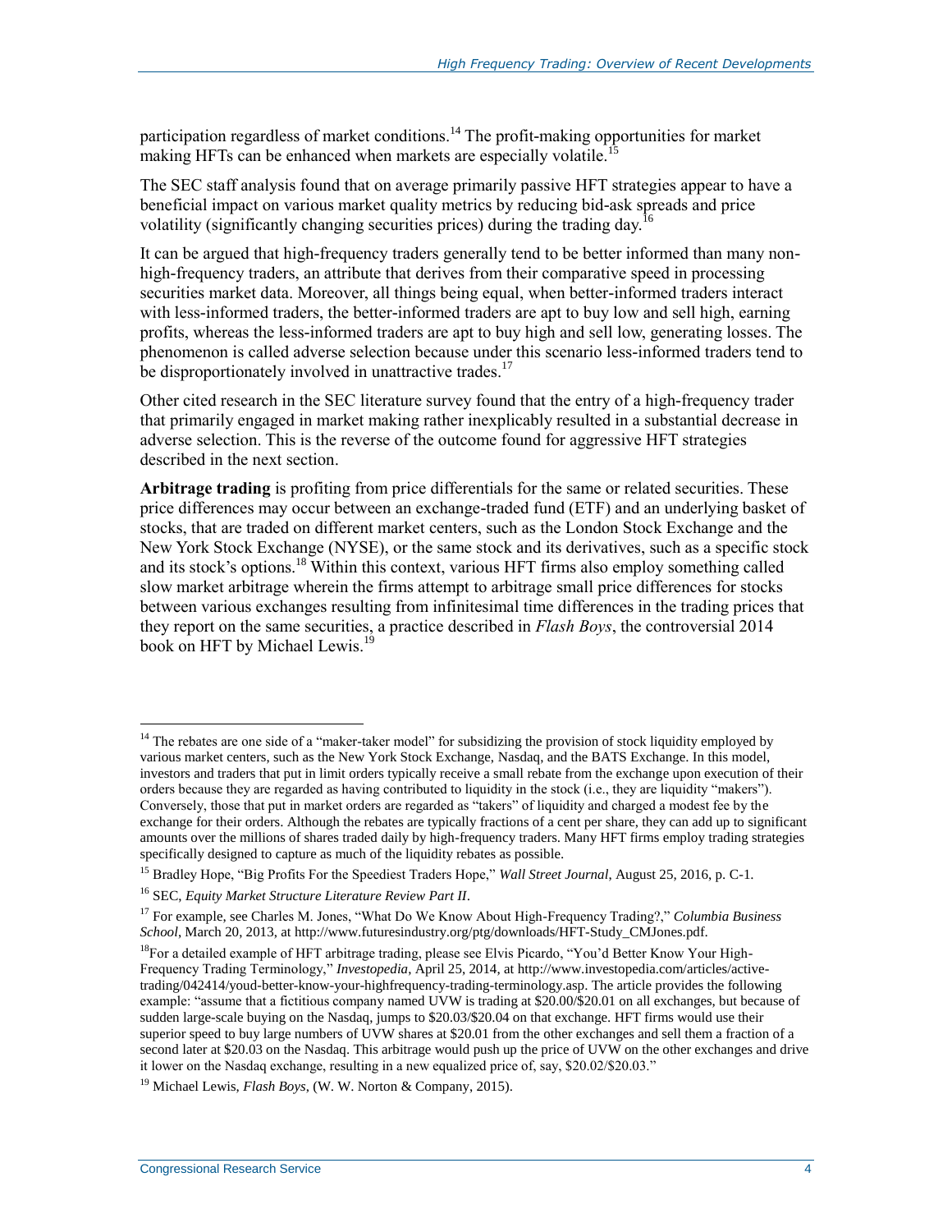participation regardless of market conditions.[14] The profit-making opportunities for market making HFTs can be enhanced when markets are especially volatile.[15]

The SEC staff analysis found that on average primarily passive HFT strategies appear to have a beneficial impact on various market quality metrics by reducing bid-ask spreads and price volatility (significantly changing securities prices) during the trading day.[16]

It can be argued that high-frequency traders generally tend to be better informed than many non-high-frequency traders, an attribute that derives from their comparative speed in processing securities market data. Moreover, all things being equal, when better-informed traders interact with less-informed traders, the better-informed traders are apt to buy low and sell high, earning profits, whereas the less-informed traders are apt to buy high and sell low, generating losses. The phenomenon is called adverse selection because under this scenario less-informed traders tend to be disproportionately involved in unattractive trades.[17]

Other cited research in the SEC literature survey found that the entry of a high-frequency trader that primarily engaged in market making rather inexplicably resulted in a substantial decrease in adverse selection. This is the reverse of the outcome found for aggressive HFT strategies described in the next section.

**Arbitrage trading** is profiting from price differentials for the same or related securities. These price differences may occur between an exchange-traded fund (ETF) and an underlying basket of stocks, that are traded on different market centers, such as the London Stock Exchange and the New York Stock Exchange (NYSE), or the same stock and its derivatives, such as a specific stock and its stock's options.[18] Within this context, various HFT firms also employ something called slow market arbitrage wherein the firms attempt to arbitrage small price differences for stocks between various exchanges resulting from infinitesimal time differences in the trading prices that they report on the same securities, a practice described in *Flash Boys*, the controversial 2014 book on HFT by Michael Lewis.[19]

---

[14] The rebates are one side of a "maker-taker model" for subsidizing the provision of stock liquidity employed by various market centers, such as the New York Stock Exchange, Nasdaq, and the BATS Exchange. In this model, investors and traders that put in limit orders typically receive a small rebate from the exchange upon execution of their orders because they are regarded as having contributed to liquidity in the stock (i.e., they are liquidity "makers"). Conversely, those that put in market orders are regarded as "takers" of liquidity and charged a modest fee by the exchange for their orders. Although the rebates are typically fractions of a cent per share, they can add up to significant amounts over the millions of shares traded daily by high-frequency traders. Many HFT firms employ trading strategies specifically designed to capture as much of the liquidity rebates as possible.

[15] Bradley Hope, "Big Profits For the Speediest Traders Hope," *Wall Street Journal*, August 25, 2016, p. C-1.

[16] SEC, *Equity Market Structure Literature Review Part II*.

[17] For example, see Charles M. Jones, "What Do We Know About High-Frequency Trading?," *Columbia Business School*, March 20, 2013, at http://www.futuresindustry.org/ptg/downloads/HFT-Study_CMJones.pdf.

[18] For a detailed example of HFT arbitrage trading, please see Elvis Picardo, "You'd Better Know Your High-Frequency Trading Terminology," *Investopedia*, April 25, 2014, at http://www.investopedia.com/articles/active-trading/042414/youd-better-know-your-highfrequency-trading-terminology.asp. The article provides the following example: "assume that a fictitious company named UVW is trading at $20.00/$20.01 on all exchanges, but because of sudden large-scale buying on the Nasdaq, jumps to $20.03/$20.04 on that exchange. HFT firms would use their superior speed to buy large numbers of UVW shares at $20.01 from the other exchanges and sell them a fraction of a second later at $20.03 on the Nasdaq. This arbitrage would push up the price of UVW on the other exchanges and drive it lower on the Nasdaq exchange, resulting in a new equalized price of, say, $20.02/$20.03."

[19] Michael Lewis, *Flash Boys*, (W. W. Norton & Company, 2015).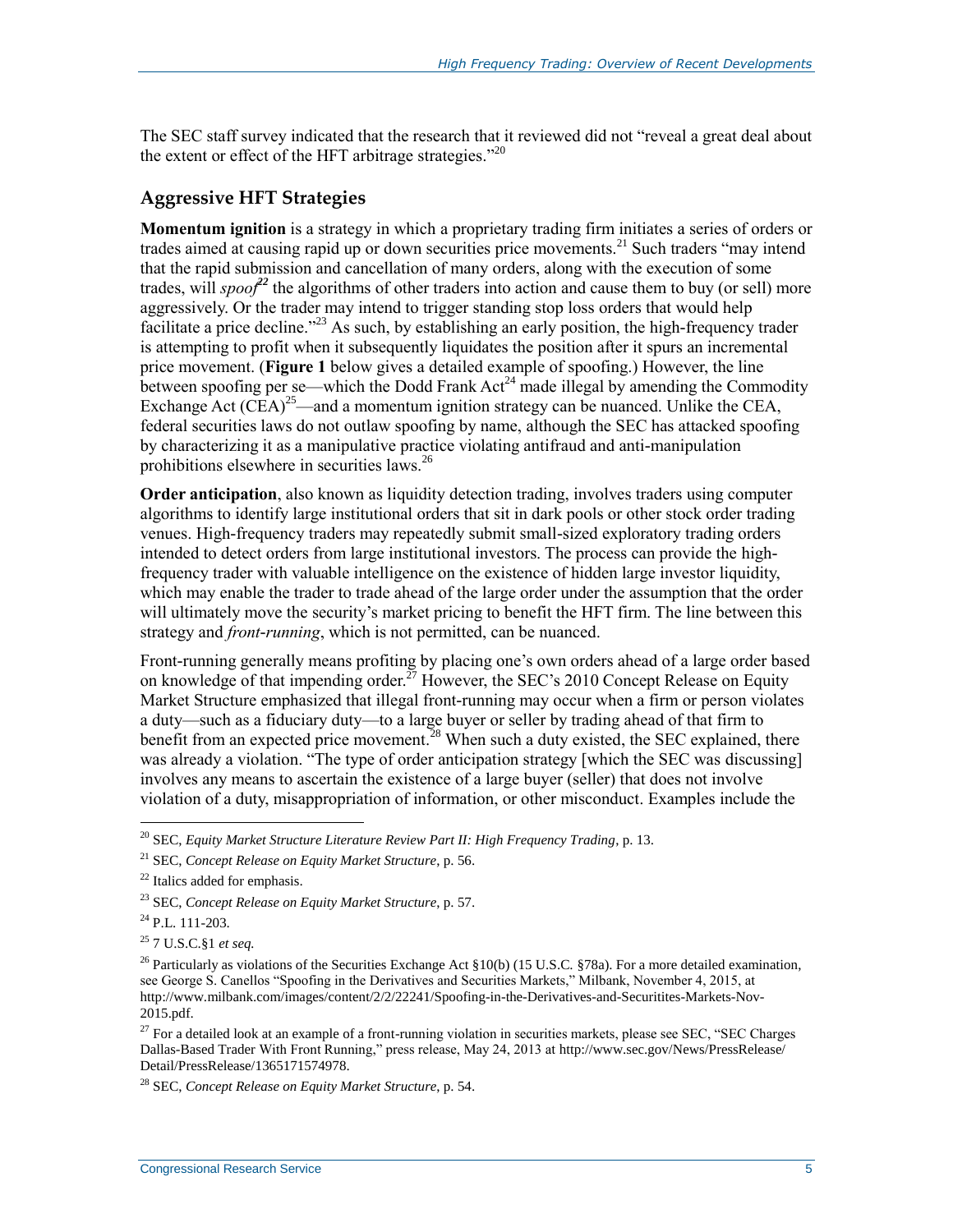The SEC staff survey indicated that the research that it reviewed did not "reveal a great deal about the extent or effect of the HFT arbitrage strategies."[20]

## Aggressive HFT Strategies

**Momentum ignition** is a strategy in which a proprietary trading firm initiates a series of orders or trades aimed at causing rapid up or down securities price movements.[21] Such traders "may intend that the rapid submission and cancellation of many orders, along with the execution of some trades, will *spoof*[22] the algorithms of other traders into action and cause them to buy (or sell) more aggressively. Or the trader may intend to trigger standing stop loss orders that would help facilitate a price decline."[23] As such, by establishing an early position, the high-frequency trader is attempting to profit when it subsequently liquidates the position after it spurs an incremental price movement. (**Figure 1** below gives a detailed example of spoofing.) However, the line between spoofing per se—which the Dodd Frank Act[24] made illegal by amending the Commodity Exchange Act (CEA)[25]—and a momentum ignition strategy can be nuanced. Unlike the CEA, federal securities laws do not outlaw spoofing by name, although the SEC has attacked spoofing by characterizing it as a manipulative practice violating antifraud and anti-manipulation prohibitions elsewhere in securities laws.[26]

**Order anticipation**, also known as liquidity detection trading, involves traders using computer algorithms to identify large institutional orders that sit in dark pools or other stock order trading venues. High-frequency traders may repeatedly submit small-sized exploratory trading orders intended to detect orders from large institutional investors. The process can provide the high-frequency trader with valuable intelligence on the existence of hidden large investor liquidity, which may enable the trader to trade ahead of the large order under the assumption that the order will ultimately move the security's market pricing to benefit the HFT firm. The line between this strategy and *front-running*, which is not permitted, can be nuanced.

Front-running generally means profiting by placing one's own orders ahead of a large order based on knowledge of that impending order.[27] However, the SEC's 2010 Concept Release on Equity Market Structure emphasized that illegal front-running may occur when a firm or person violates a duty—such as a fiduciary duty—to a large buyer or seller by trading ahead of that firm to benefit from an expected price movement.[28] When such a duty existed, the SEC explained, there was already a violation. "The type of order anticipation strategy [which the SEC was discussing] involves any means to ascertain the existence of a large buyer (seller) that does not involve violation of a duty, misappropriation of information, or other misconduct. Examples include the

---

[20] SEC, *Equity Market Structure Literature Review Part II: High Frequency Trading*, p. 13.

[21] SEC, *Concept Release on Equity Market Structure*, p. 56.

[22] Italics added for emphasis.

[23] SEC, *Concept Release on Equity Market Structure*, p. 57.

[24] P.L. 111-203.

[25] 7 U.S.C.§1 *et seq.*

[26] Particularly as violations of the Securities Exchange Act §10(b) (15 U.S.C. §78a). For a more detailed examination, see George S. Canellos "Spoofing in the Derivatives and Securities Markets," Milbank, November 4, 2015, at http://www.milbank.com/images/content/2/2/22241/Spoofing-in-the-Derivatives-and-Securitites-Markets-Nov-2015.pdf.

[27] For a detailed look at an example of a front-running violation in securities markets, please see SEC, "SEC Charges Dallas-Based Trader With Front Running," press release, May 24, 2013 at http://www.sec.gov/News/PressRelease/Detail/PressRelease/1365171574978.

[28] SEC, *Concept Release on Equity Market Structure*, p. 54.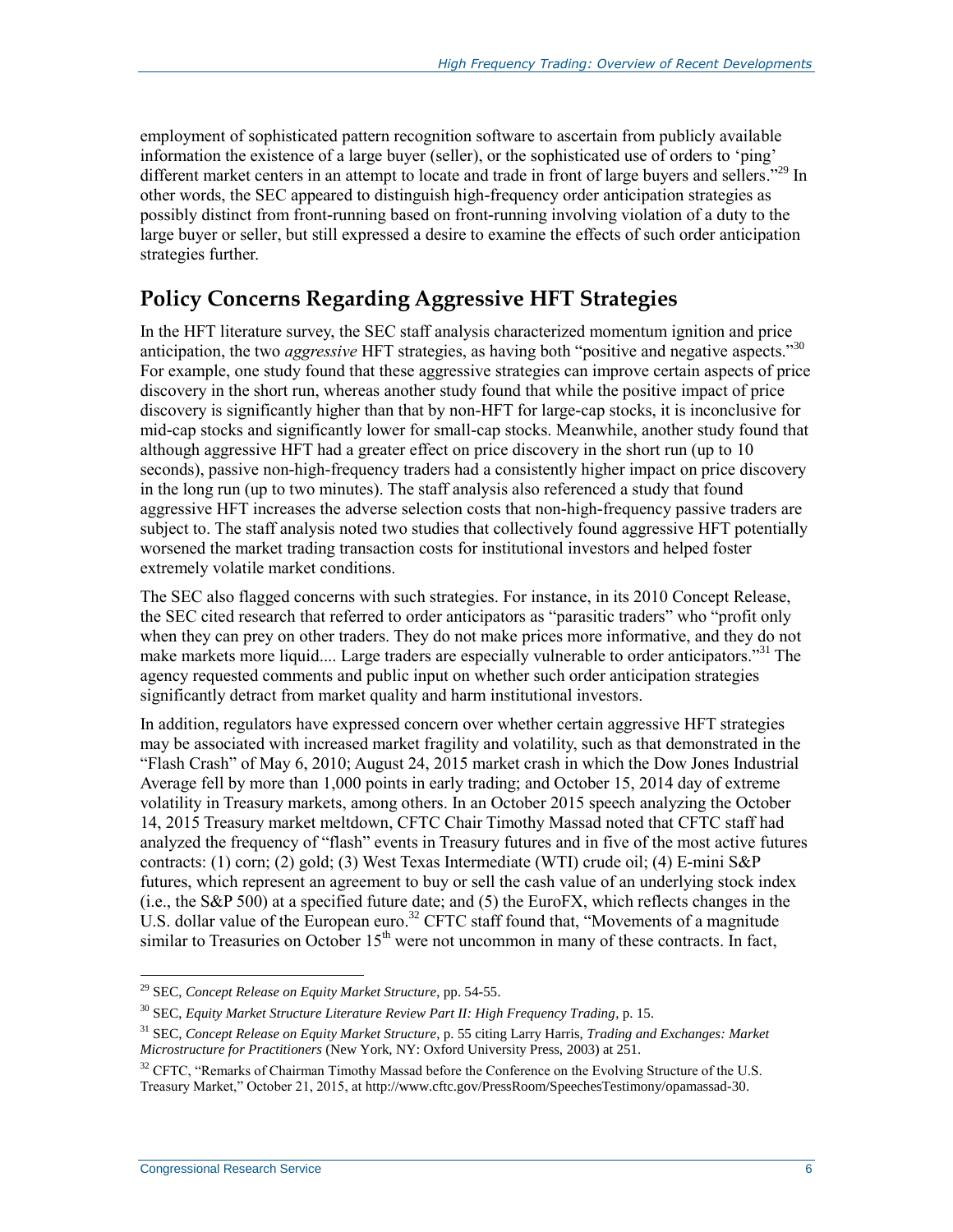employment of sophisticated pattern recognition software to ascertain from publicly available information the existence of a large buyer (seller), or the sophisticated use of orders to 'ping' different market centers in an attempt to locate and trade in front of large buyers and sellers."[29] In other words, the SEC appeared to distinguish high-frequency order anticipation strategies as possibly distinct from front-running based on front-running involving violation of a duty to the large buyer or seller, but still expressed a desire to examine the effects of such order anticipation strategies further.

## Policy Concerns Regarding Aggressive HFT Strategies

In the HFT literature survey, the SEC staff analysis characterized momentum ignition and price anticipation, the two *aggressive* HFT strategies, as having both "positive and negative aspects."[30] For example, one study found that these aggressive strategies can improve certain aspects of price discovery in the short run, whereas another study found that while the positive impact of price discovery is significantly higher than that by non-HFT for large-cap stocks, it is inconclusive for mid-cap stocks and significantly lower for small-cap stocks. Meanwhile, another study found that although aggressive HFT had a greater effect on price discovery in the short run (up to 10 seconds), passive non-high-frequency traders had a consistently higher impact on price discovery in the long run (up to two minutes). The staff analysis also referenced a study that found aggressive HFT increases the adverse selection costs that non-high-frequency passive traders are subject to. The staff analysis noted two studies that collectively found aggressive HFT potentially worsened the market trading transaction costs for institutional investors and helped foster extremely volatile market conditions.

The SEC also flagged concerns with such strategies. For instance, in its 2010 Concept Release, the SEC cited research that referred to order anticipators as "parasitic traders" who "profit only when they can prey on other traders. They do not make prices more informative, and they do not make markets more liquid.... Large traders are especially vulnerable to order anticipators."[31] The agency requested comments and public input on whether such order anticipation strategies significantly detract from market quality and harm institutional investors.

In addition, regulators have expressed concern over whether certain aggressive HFT strategies may be associated with increased market fragility and volatility, such as that demonstrated in the "Flash Crash" of May 6, 2010; August 24, 2015 market crash in which the Dow Jones Industrial Average fell by more than 1,000 points in early trading; and October 15, 2014 day of extreme volatility in Treasury markets, among others. In an October 2015 speech analyzing the October 14, 2015 Treasury market meltdown, CFTC Chair Timothy Massad noted that CFTC staff had analyzed the frequency of "flash" events in Treasury futures and in five of the most active futures contracts: (1) corn; (2) gold; (3) West Texas Intermediate (WTI) crude oil; (4) E-mini S&P futures, which represent an agreement to buy or sell the cash value of an underlying stock index (i.e., the S&P 500) at a specified future date; and (5) the EuroFX, which reflects changes in the U.S. dollar value of the European euro.[32] CFTC staff found that, "Movements of a magnitude similar to Treasuries on October 15th were not uncommon in many of these contracts. In fact,

---

[29] SEC, *Concept Release on Equity Market Structure*, pp. 54-55.

[30] SEC, *Equity Market Structure Literature Review Part II: High Frequency Trading*, p. 15.

[31] SEC, *Concept Release on Equity Market Structure*, p. 55 citing Larry Harris, *Trading and Exchanges: Market Microstructure for Practitioners* (New York, NY: Oxford University Press, 2003) at 251.

[32] CFTC, "Remarks of Chairman Timothy Massad before the Conference on the Evolving Structure of the U.S. Treasury Market," October 21, 2015, at http://www.cftc.gov/PressRoom/SpeechesTestimony/opamassad-30.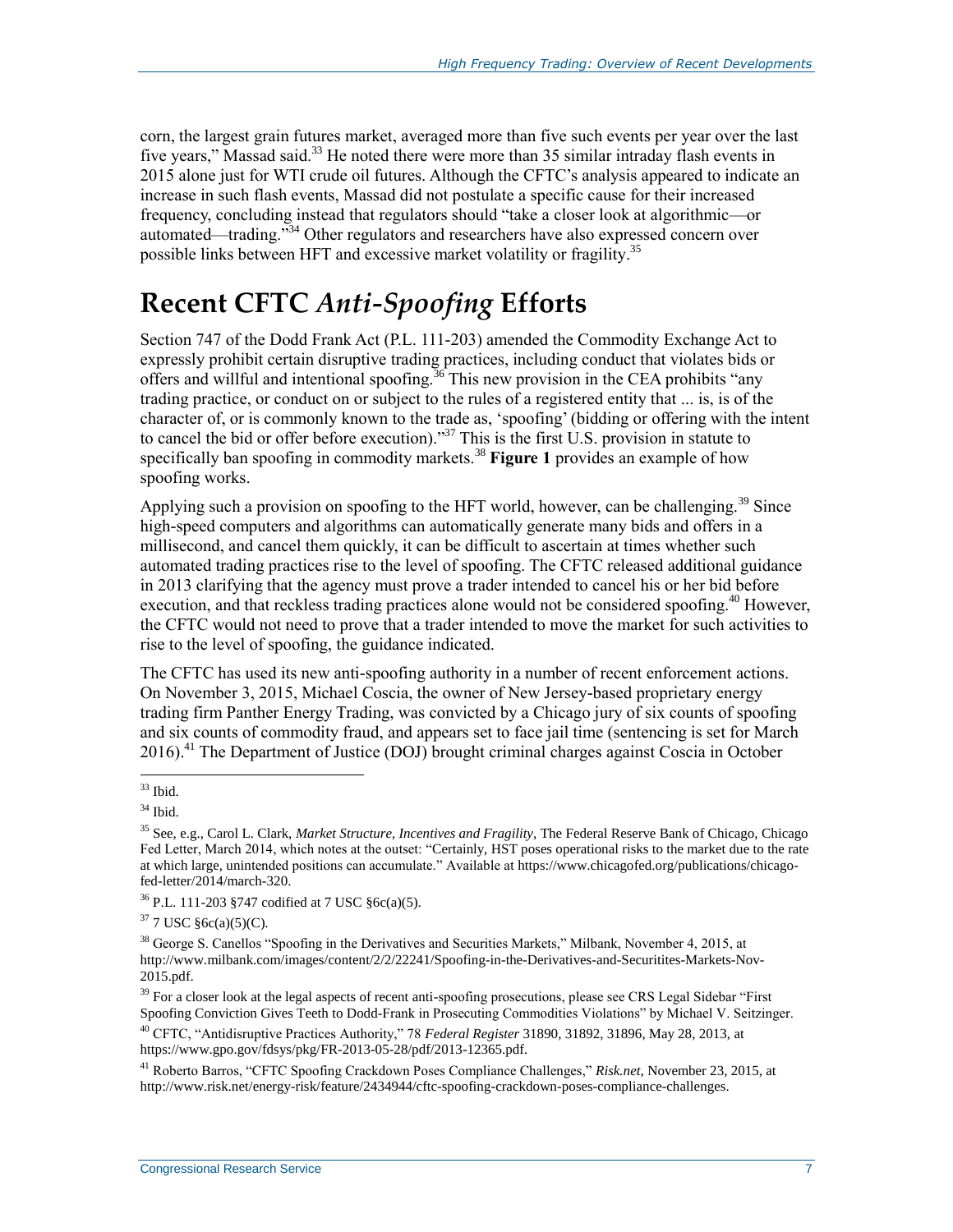corn, the largest grain futures market, averaged more than five such events per year over the last five years," Massad said.[33] He noted there were more than 35 similar intraday flash events in 2015 alone just for WTI crude oil futures. Although the CFTC's analysis appeared to indicate an increase in such flash events, Massad did not postulate a specific cause for their increased frequency, concluding instead that regulators should "take a closer look at algorithmic—or automated—trading."[34] Other regulators and researchers have also expressed concern over possible links between HFT and excessive market volatility or fragility.[35]

# Recent CFTC *Anti-Spoofing* Efforts

Section 747 of the Dodd Frank Act (P.L. 111-203) amended the Commodity Exchange Act to expressly prohibit certain disruptive trading practices, including conduct that violates bids or offers and willful and intentional spoofing.[36] This new provision in the CEA prohibits "any trading practice, or conduct on or subject to the rules of a registered entity that ... is, is of the character of, or is commonly known to the trade as, 'spoofing' (bidding or offering with the intent to cancel the bid or offer before execution)."[37] This is the first U.S. provision in statute to specifically ban spoofing in commodity markets.[38] **Figure 1** provides an example of how spoofing works.

Applying such a provision on spoofing to the HFT world, however, can be challenging.[39] Since high-speed computers and algorithms can automatically generate many bids and offers in a millisecond, and cancel them quickly, it can be difficult to ascertain at times whether such automated trading practices rise to the level of spoofing. The CFTC released additional guidance in 2013 clarifying that the agency must prove a trader intended to cancel his or her bid before execution, and that reckless trading practices alone would not be considered spoofing.[40] However, the CFTC would not need to prove that a trader intended to move the market for such activities to rise to the level of spoofing, the guidance indicated.

The CFTC has used its new anti-spoofing authority in a number of recent enforcement actions. On November 3, 2015, Michael Coscia, the owner of New Jersey-based proprietary energy trading firm Panther Energy Trading, was convicted by a Chicago jury of six counts of spoofing and six counts of commodity fraud, and appears set to face jail time (sentencing is set for March 2016).[41] The Department of Justice (DOJ) brought criminal charges against Coscia in October

---

[33] Ibid.

[34] Ibid.

[35] See, e.g., Carol L. Clark, *Market Structure, Incentives and Fragility*, The Federal Reserve Bank of Chicago, Chicago Fed Letter, March 2014, which notes at the outset: "Certainly, HST poses operational risks to the market due to the rate at which large, unintended positions can accumulate." Available at https://www.chicagofed.org/publications/chicago-fed-letter/2014/march-320.

[36] P.L. 111-203 §747 codified at 7 USC §6c(a)(5).

[37] 7 USC §6c(a)(5)(C).

[38] George S. Canellos "Spoofing in the Derivatives and Securities Markets," Milbank, November 4, 2015, at http://www.milbank.com/images/content/2/2/22241/Spoofing-in-the-Derivatives-and-Securitites-Markets-Nov-2015.pdf.

[39] For a closer look at the legal aspects of recent anti-spoofing prosecutions, please see CRS Legal Sidebar "First Spoofing Conviction Gives Teeth to Dodd-Frank in Prosecuting Commodities Violations" by Michael V. Seitzinger.

[40] CFTC, "Antidisruptive Practices Authority," 78 *Federal Register* 31890, 31892, 31896, May 28, 2013, at https://www.gpo.gov/fdsys/pkg/FR-2013-05-28/pdf/2013-12365.pdf.

[41] Roberto Barros, "CFTC Spoofing Crackdown Poses Compliance Challenges," *Risk.net*, November 23, 2015, at http://www.risk.net/energy-risk/feature/2434944/cftc-spoofing-crackdown-poses-compliance-challenges.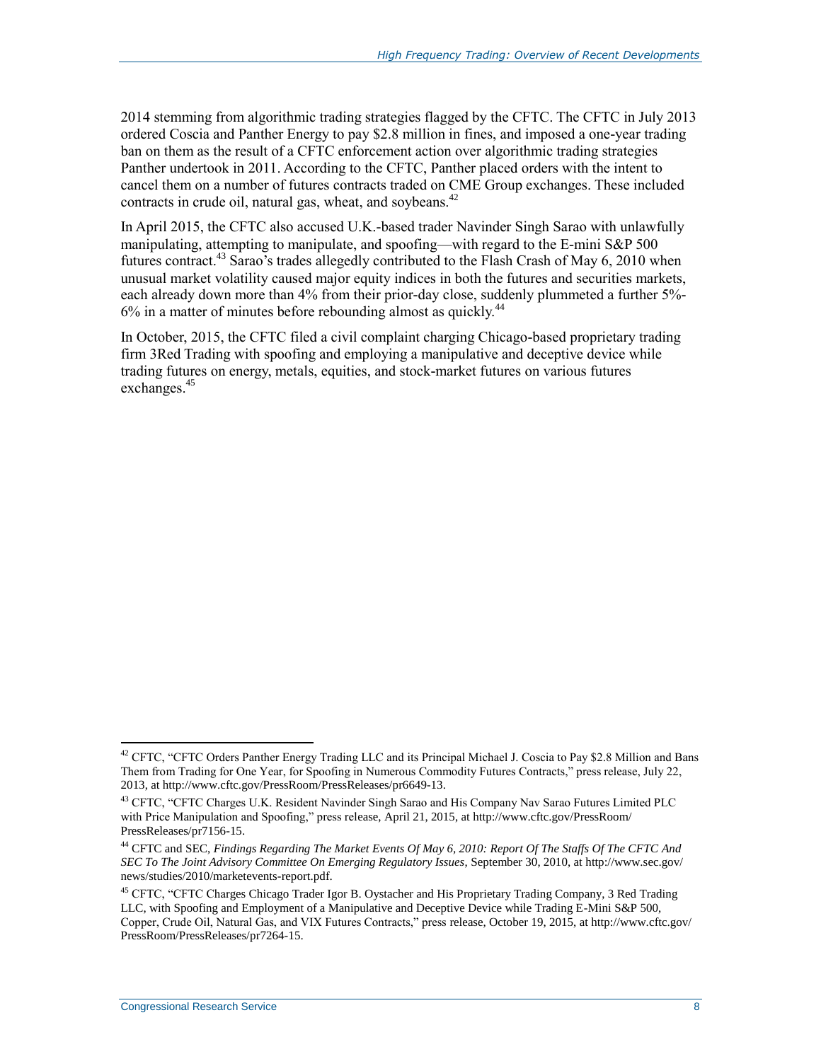2014 stemming from algorithmic trading strategies flagged by the CFTC. The CFTC in July 2013 ordered Coscia and Panther Energy to pay $2.8 million in fines, and imposed a one-year trading ban on them as the result of a CFTC enforcement action over algorithmic trading strategies Panther undertook in 2011. According to the CFTC, Panther placed orders with the intent to cancel them on a number of futures contracts traded on CME Group exchanges. These included contracts in crude oil, natural gas, wheat, and soybeans.[42]

In April 2015, the CFTC also accused U.K.-based trader Navinder Singh Sarao with unlawfully manipulating, attempting to manipulate, and spoofing—with regard to the E-mini S&P 500 futures contract.[43] Sarao's trades allegedly contributed to the Flash Crash of May 6, 2010 when unusual market volatility caused major equity indices in both the futures and securities markets, each already down more than 4% from their prior-day close, suddenly plummeted a further 5%-6% in a matter of minutes before rebounding almost as quickly.[44]

In October, 2015, the CFTC filed a civil complaint charging Chicago-based proprietary trading firm 3Red Trading with spoofing and employing a manipulative and deceptive device while trading futures on energy, metals, equities, and stock-market futures on various futures exchanges.[45]

---

[42] CFTC, "CFTC Orders Panther Energy Trading LLC and its Principal Michael J. Coscia to Pay $2.8 Million and Bans Them from Trading for One Year, for Spoofing in Numerous Commodity Futures Contracts," press release, July 22, 2013, at http://www.cftc.gov/PressRoom/PressReleases/pr6649-13.

[43] CFTC, "CFTC Charges U.K. Resident Navinder Singh Sarao and His Company Nav Sarao Futures Limited PLC with Price Manipulation and Spoofing," press release, April 21, 2015, at http://www.cftc.gov/PressRoom/PressReleases/pr7156-15.

[44] CFTC and SEC, *Findings Regarding The Market Events Of May 6, 2010: Report Of The Staffs Of The CFTC And SEC To The Joint Advisory Committee On Emerging Regulatory Issues*, September 30, 2010, at http://www.sec.gov/news/studies/2010/marketevents-report.pdf.

[45] CFTC, "CFTC Charges Chicago Trader Igor B. Oystacher and His Proprietary Trading Company, 3 Red Trading LLC, with Spoofing and Employment of a Manipulative and Deceptive Device while Trading E-Mini S&P 500, Copper, Crude Oil, Natural Gas, and VIX Futures Contracts," press release, October 19, 2015, at http://www.cftc.gov/PressRoom/PressReleases/pr7264-15.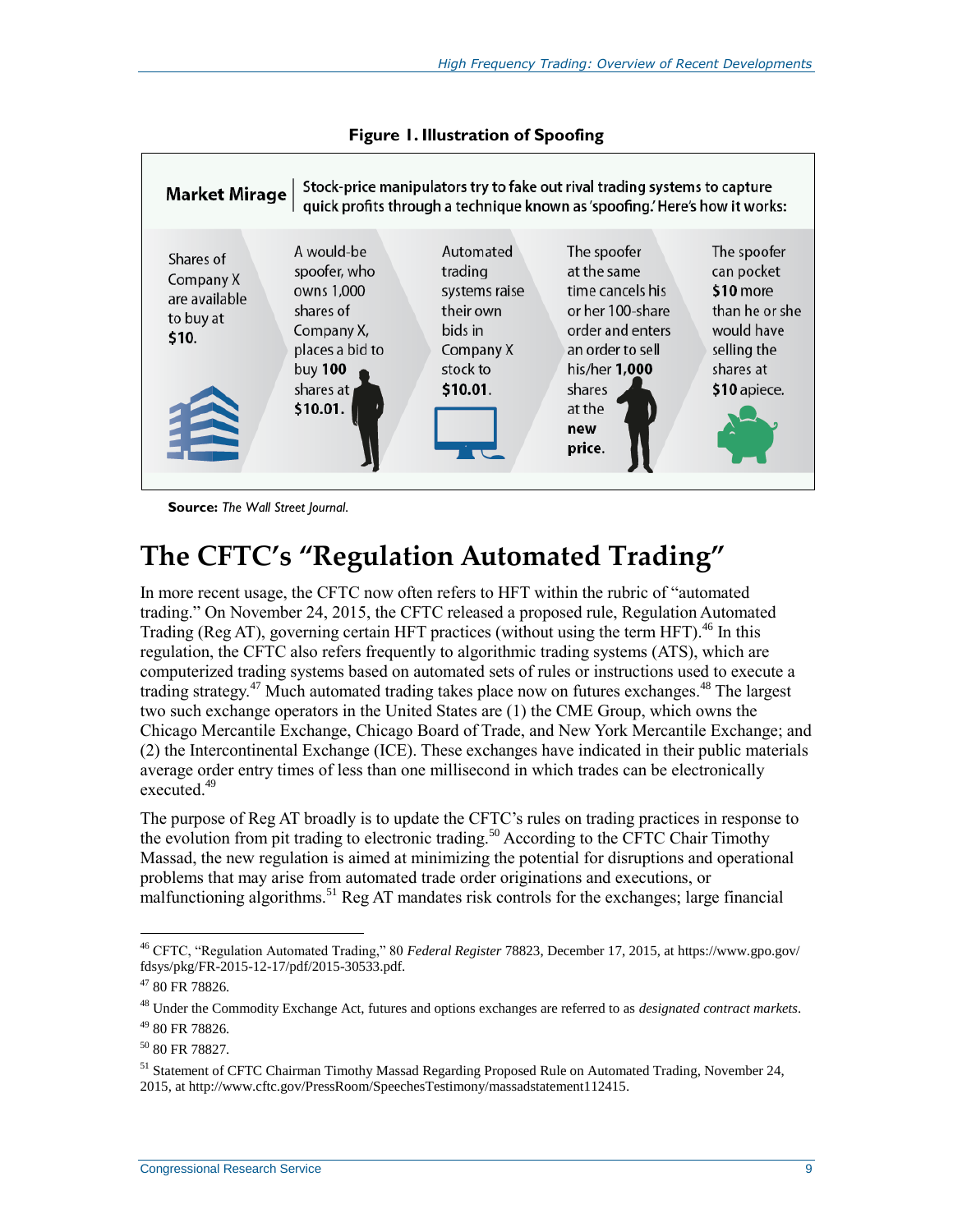**Figure 1. Illustration of Spoofing**

**Market Mirage** | Stock-price manipulators try to fake out rival trading systems to capture quick profits through a technique known as 'spoofing.' Here's how it works:

Shares of Company X are available to buy at **$10**.

A would-be spoofer, who owns 1,000 shares of Company X, places a bid to buy **100** shares at **$10.01**.

Automated trading systems raise their own bids in Company X stock to **$10.01**.

The spoofer at the same time cancels his or her 100-share order and enters an order to sell his/her **1,000** shares at the **new price**.

The spoofer can pocket **$10** more than he or she would have selling the shares at **$10** apiece.

**Source:** *The Wall Street Journal*.

# The CFTC's "Regulation Automated Trading"

In more recent usage, the CFTC now often refers to HFT within the rubric of "automated trading." On November 24, 2015, the CFTC released a proposed rule, Regulation Automated Trading (Reg AT), governing certain HFT practices (without using the term HFT).[46] In this regulation, the CFTC also refers frequently to algorithmic trading systems (ATS), which are computerized trading systems based on automated sets of rules or instructions used to execute a trading strategy.[47] Much automated trading takes place now on futures exchanges.[48] The largest two such exchange operators in the United States are (1) the CME Group, which owns the Chicago Mercantile Exchange, Chicago Board of Trade, and New York Mercantile Exchange; and (2) the Intercontinental Exchange (ICE). These exchanges have indicated in their public materials average order entry times of less than one millisecond in which trades can be electronically executed.[49]

The purpose of Reg AT broadly is to update the CFTC's rules on trading practices in response to the evolution from pit trading to electronic trading.[50] According to the CFTC Chair Timothy Massad, the new regulation is aimed at minimizing the potential for disruptions and operational problems that may arise from automated trade order originations and executions, or malfunctioning algorithms.[51] Reg AT mandates risk controls for the exchanges; large financial

---

[46] CFTC, "Regulation Automated Trading," 80 *Federal Register* 78823, December 17, 2015, at https://www.gpo.gov/fdsys/pkg/FR-2015-12-17/pdf/2015-30533.pdf.

[47] 80 FR 78826.

[48] Under the Commodity Exchange Act, futures and options exchanges are referred to as *designated contract markets*.

[49] 80 FR 78826.

[50] 80 FR 78827.

[51] Statement of CFTC Chairman Timothy Massad Regarding Proposed Rule on Automated Trading, November 24, 2015, at http://www.cftc.gov/PressRoom/SpeechesTestimony/massadstatement112415.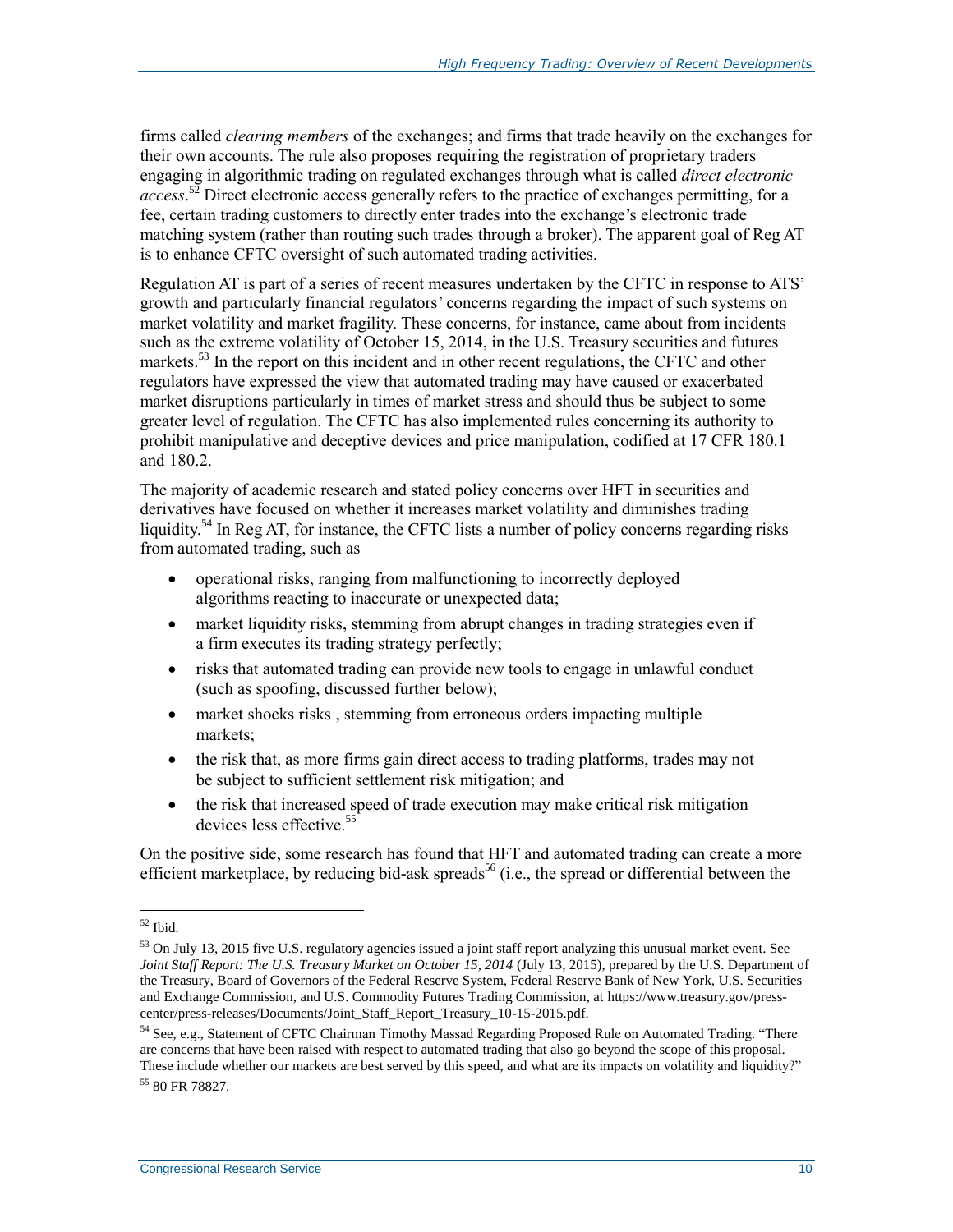firms called *clearing members* of the exchanges; and firms that trade heavily on the exchanges for their own accounts. The rule also proposes requiring the registration of proprietary traders engaging in algorithmic trading on regulated exchanges through what is called *direct electronic access*.[52] Direct electronic access generally refers to the practice of exchanges permitting, for a fee, certain trading customers to directly enter trades into the exchange's electronic trade matching system (rather than routing such trades through a broker). The apparent goal of Reg AT is to enhance CFTC oversight of such automated trading activities.

Regulation AT is part of a series of recent measures undertaken by the CFTC in response to ATS' growth and particularly financial regulators' concerns regarding the impact of such systems on market volatility and market fragility. These concerns, for instance, came about from incidents such as the extreme volatility of October 15, 2014, in the U.S. Treasury securities and futures markets.[53] In the report on this incident and in other recent regulations, the CFTC and other regulators have expressed the view that automated trading may have caused or exacerbated market disruptions particularly in times of market stress and should thus be subject to some greater level of regulation. The CFTC has also implemented rules concerning its authority to prohibit manipulative and deceptive devices and price manipulation, codified at 17 CFR 180.1 and 180.2.

The majority of academic research and stated policy concerns over HFT in securities and derivatives have focused on whether it increases market volatility and diminishes trading liquidity.[54] In Reg AT, for instance, the CFTC lists a number of policy concerns regarding risks from automated trading, such as

- operational risks, ranging from malfunctioning to incorrectly deployed algorithms reacting to inaccurate or unexpected data;
- market liquidity risks, stemming from abrupt changes in trading strategies even if a firm executes its trading strategy perfectly;
- risks that automated trading can provide new tools to engage in unlawful conduct (such as spoofing, discussed further below);
- market shocks risks , stemming from erroneous orders impacting multiple markets;
- the risk that, as more firms gain direct access to trading platforms, trades may not be subject to sufficient settlement risk mitigation; and
- the risk that increased speed of trade execution may make critical risk mitigation devices less effective.[55]

On the positive side, some research has found that HFT and automated trading can create a more efficient marketplace, by reducing bid-ask spreads[56] (i.e., the spread or differential between the

---

[52] Ibid.

[53] On July 13, 2015 five U.S. regulatory agencies issued a joint staff report analyzing this unusual market event. See *Joint Staff Report: The U.S. Treasury Market on October 15, 2014* (July 13, 2015), prepared by the U.S. Department of the Treasury, Board of Governors of the Federal Reserve System, Federal Reserve Bank of New York, U.S. Securities and Exchange Commission, and U.S. Commodity Futures Trading Commission, at https://www.treasury.gov/press-center/press-releases/Documents/Joint_Staff_Report_Treasury_10-15-2015.pdf.

[54] See, e.g., Statement of CFTC Chairman Timothy Massad Regarding Proposed Rule on Automated Trading. "There are concerns that have been raised with respect to automated trading that also go beyond the scope of this proposal. These include whether our markets are best served by this speed, and what are its impacts on volatility and liquidity?"

[55] 80 FR 78827.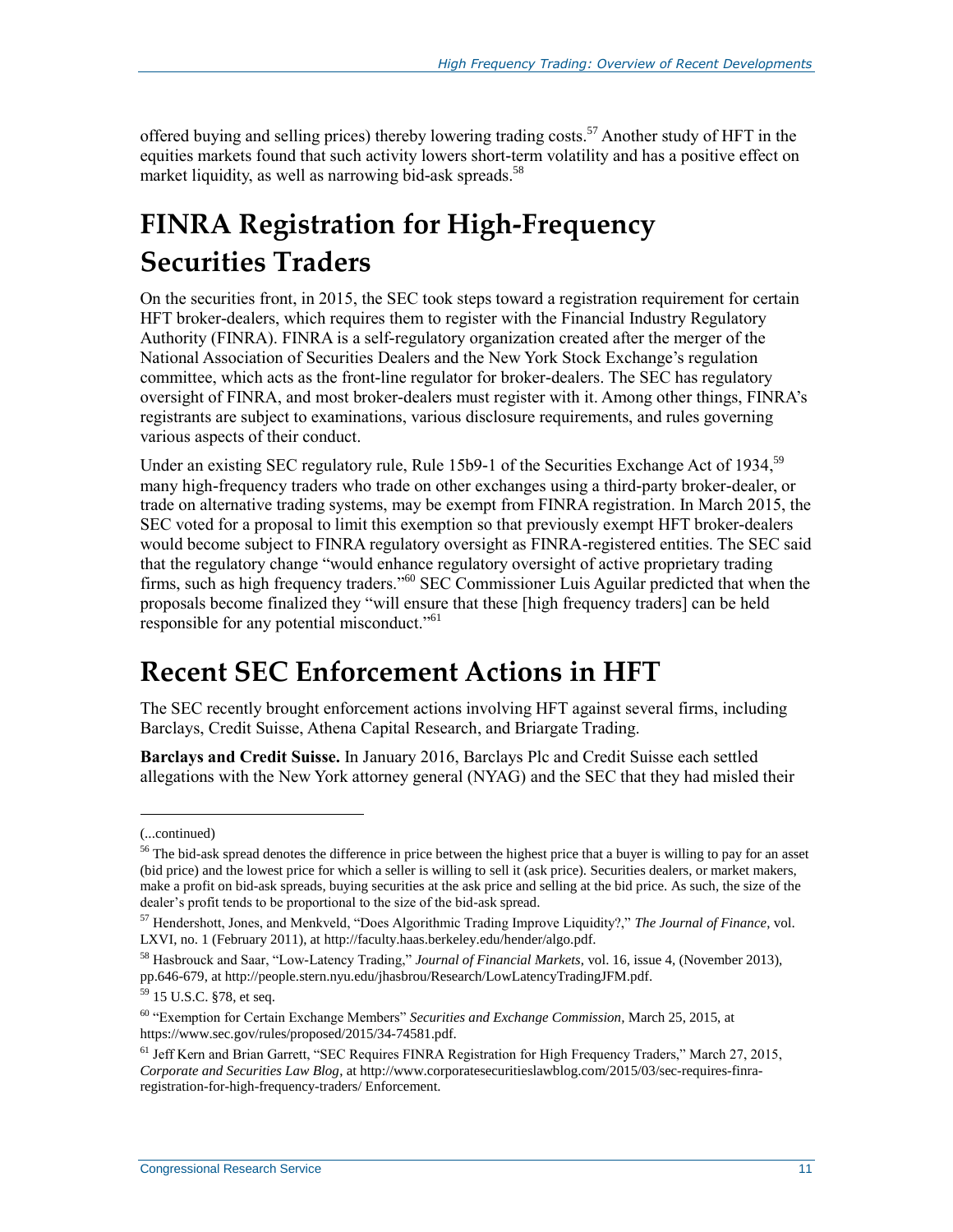offered buying and selling prices) thereby lowering trading costs.[57] Another study of HFT in the equities markets found that such activity lowers short-term volatility and has a positive effect on market liquidity, as well as narrowing bid-ask spreads.[58]

# FINRA Registration for High-Frequency Securities Traders

On the securities front, in 2015, the SEC took steps toward a registration requirement for certain HFT broker-dealers, which requires them to register with the Financial Industry Regulatory Authority (FINRA). FINRA is a self-regulatory organization created after the merger of the National Association of Securities Dealers and the New York Stock Exchange's regulation committee, which acts as the front-line regulator for broker-dealers. The SEC has regulatory oversight of FINRA, and most broker-dealers must register with it. Among other things, FINRA's registrants are subject to examinations, various disclosure requirements, and rules governing various aspects of their conduct.

Under an existing SEC regulatory rule, Rule 15b9-1 of the Securities Exchange Act of 1934,[59] many high-frequency traders who trade on other exchanges using a third-party broker-dealer, or trade on alternative trading systems, may be exempt from FINRA registration. In March 2015, the SEC voted for a proposal to limit this exemption so that previously exempt HFT broker-dealers would become subject to FINRA regulatory oversight as FINRA-registered entities. The SEC said that the regulatory change "would enhance regulatory oversight of active proprietary trading firms, such as high frequency traders."[60] SEC Commissioner Luis Aguilar predicted that when the proposals become finalized they "will ensure that these [high frequency traders] can be held responsible for any potential misconduct."[61]

# Recent SEC Enforcement Actions in HFT

The SEC recently brought enforcement actions involving HFT against several firms, including Barclays, Credit Suisse, Athena Capital Research, and Briargate Trading.

**Barclays and Credit Suisse.** In January 2016, Barclays Plc and Credit Suisse each settled allegations with the New York attorney general (NYAG) and the SEC that they had misled their

---

(...continued)

[56] The bid-ask spread denotes the difference in price between the highest price that a buyer is willing to pay for an asset (bid price) and the lowest price for which a seller is willing to sell it (ask price). Securities dealers, or market makers, make a profit on bid-ask spreads, buying securities at the ask price and selling at the bid price. As such, the size of the dealer's profit tends to be proportional to the size of the bid-ask spread.

[57] Hendershott, Jones, and Menkveld, "Does Algorithmic Trading Improve Liquidity?," *The Journal of Finance*, vol. LXVI, no. 1 (February 2011), at http://faculty.haas.berkeley.edu/hender/algo.pdf.

[58] Hasbrouck and Saar, "Low-Latency Trading," *Journal of Financial Markets*, vol. 16, issue 4, (November 2013), pp.646-679, at http://people.stern.nyu.edu/jhasbrou/Research/LowLatencyTradingJFM.pdf.

[59] 15 U.S.C. §78, et seq.

[60] "Exemption for Certain Exchange Members" *Securities and Exchange Commission*, March 25, 2015, at https://www.sec.gov/rules/proposed/2015/34-74581.pdf.

[61] Jeff Kern and Brian Garrett, "SEC Requires FINRA Registration for High Frequency Traders," March 27, 2015, *Corporate and Securities Law Blog*, at http://www.corporatesecuritieslawblog.com/2015/03/sec-requires-finra-registration-for-high-frequency-traders/ Enforcement.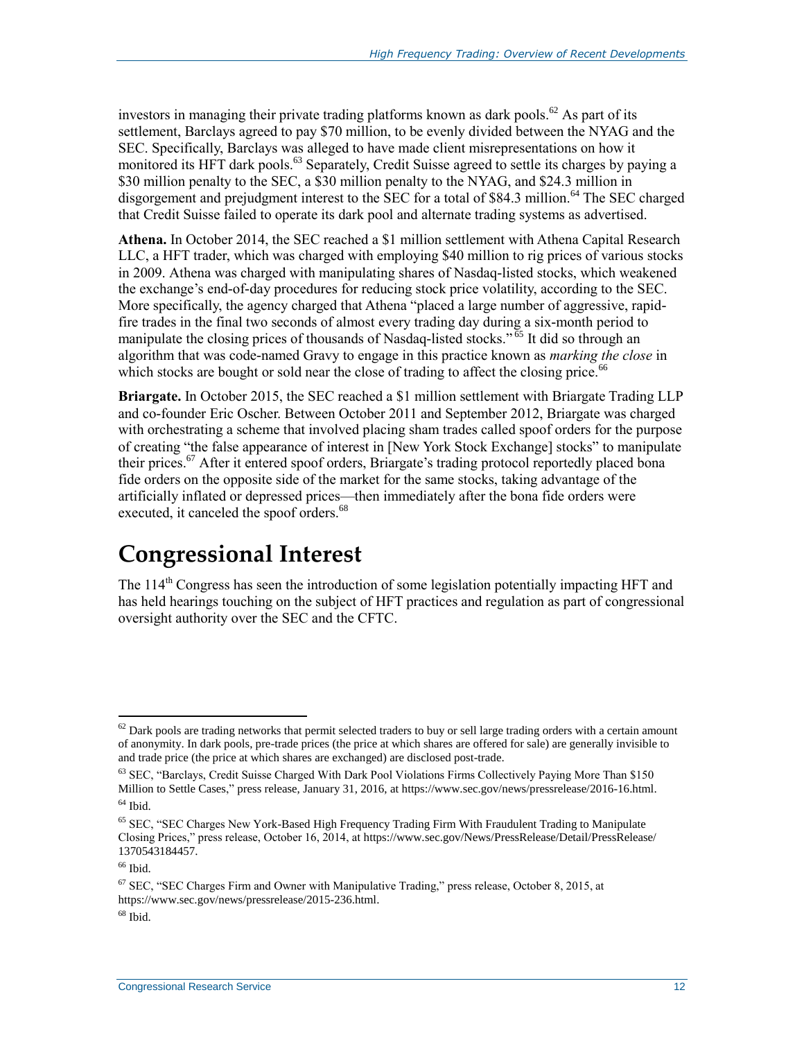investors in managing their private trading platforms known as dark pools.[62] As part of its settlement, Barclays agreed to pay $70 million, to be evenly divided between the NYAG and the SEC. Specifically, Barclays was alleged to have made client misrepresentations on how it monitored its HFT dark pools.[63] Separately, Credit Suisse agreed to settle its charges by paying a $30 million penalty to the SEC, a $30 million penalty to the NYAG, and $24.3 million in disgorgement and prejudgment interest to the SEC for a total of $84.3 million.[64] The SEC charged that Credit Suisse failed to operate its dark pool and alternate trading systems as advertised.

**Athena.** In October 2014, the SEC reached a $1 million settlement with Athena Capital Research LLC, a HFT trader, which was charged with employing $40 million to rig prices of various stocks in 2009. Athena was charged with manipulating shares of Nasdaq-listed stocks, which weakened the exchange's end-of-day procedures for reducing stock price volatility, according to the SEC. More specifically, the agency charged that Athena "placed a large number of aggressive, rapid-fire trades in the final two seconds of almost every trading day during a six-month period to manipulate the closing prices of thousands of Nasdaq-listed stocks."[65] It did so through an algorithm that was code-named Gravy to engage in this practice known as *marking the close* in which stocks are bought or sold near the close of trading to affect the closing price.[66]

**Briargate.** In October 2015, the SEC reached a $1 million settlement with Briargate Trading LLP and co-founder Eric Oscher. Between October 2011 and September 2012, Briargate was charged with orchestrating a scheme that involved placing sham trades called spoof orders for the purpose of creating "the false appearance of interest in [New York Stock Exchange] stocks" to manipulate their prices.[67] After it entered spoof orders, Briargate's trading protocol reportedly placed bona fide orders on the opposite side of the market for the same stocks, taking advantage of the artificially inflated or depressed prices—then immediately after the bona fide orders were executed, it canceled the spoof orders.[68]

# Congressional Interest

The 114th Congress has seen the introduction of some legislation potentially impacting HFT and has held hearings touching on the subject of HFT practices and regulation as part of congressional oversight authority over the SEC and the CFTC.

---

[62] Dark pools are trading networks that permit selected traders to buy or sell large trading orders with a certain amount of anonymity. In dark pools, pre-trade prices (the price at which shares are offered for sale) are generally invisible to and trade price (the price at which shares are exchanged) are disclosed post-trade.

[63] SEC, "Barclays, Credit Suisse Charged With Dark Pool Violations Firms Collectively Paying More Than $150 Million to Settle Cases," press release, January 31, 2016, at https://www.sec.gov/news/pressrelease/2016-16.html.

[64] Ibid.

[65] SEC, "SEC Charges New York-Based High Frequency Trading Firm With Fraudulent Trading to Manipulate Closing Prices," press release, October 16, 2014, at https://www.sec.gov/News/PressRelease/Detail/PressRelease/1370543184457.

[66] Ibid.

[67] SEC, "SEC Charges Firm and Owner with Manipulative Trading," press release, October 8, 2015, at https://www.sec.gov/news/pressrelease/2015-236.html.

[68] Ibid.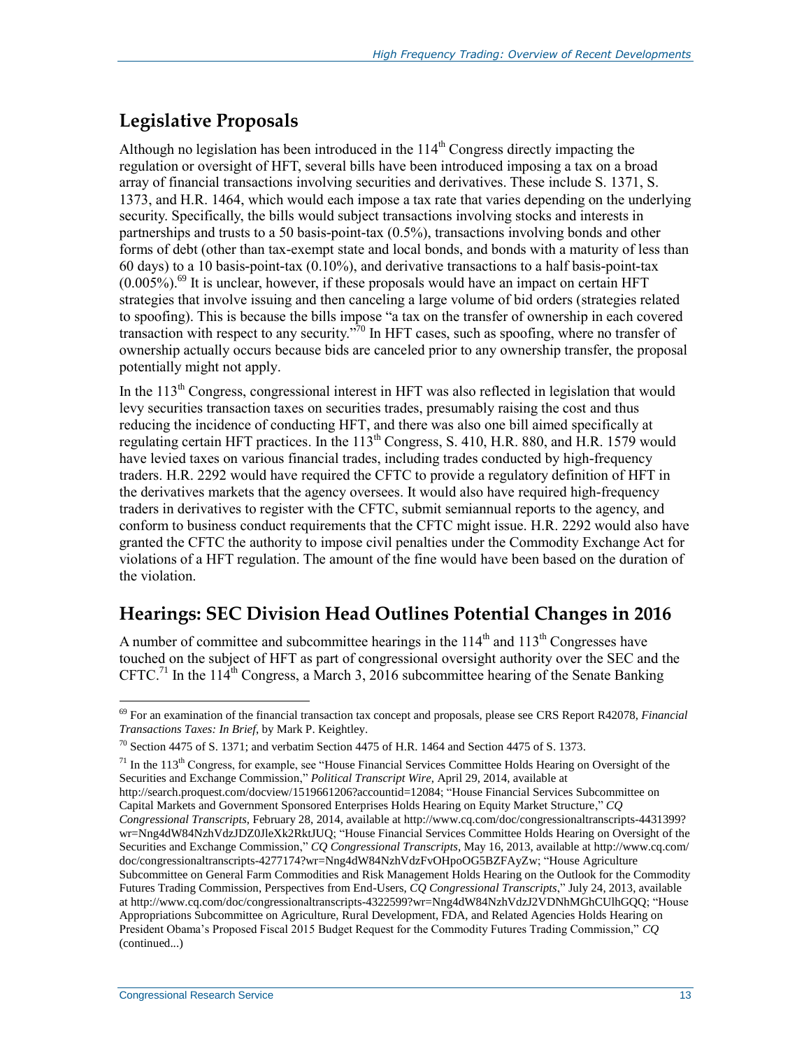## Legislative Proposals

Although no legislation has been introduced in the 114th Congress directly impacting the regulation or oversight of HFT, several bills have been introduced imposing a tax on a broad array of financial transactions involving securities and derivatives. These include S. 1371, S. 1373, and H.R. 1464, which would each impose a tax rate that varies depending on the underlying security. Specifically, the bills would subject transactions involving stocks and interests in partnerships and trusts to a 50 basis-point-tax (0.5%), transactions involving bonds and other forms of debt (other than tax-exempt state and local bonds, and bonds with a maturity of less than 60 days) to a 10 basis-point-tax (0.10%), and derivative transactions to a half basis-point-tax (0.005%).[69] It is unclear, however, if these proposals would have an impact on certain HFT strategies that involve issuing and then canceling a large volume of bid orders (strategies related to spoofing). This is because the bills impose "a tax on the transfer of ownership in each covered transaction with respect to any security."[70] In HFT cases, such as spoofing, where no transfer of ownership actually occurs because bids are canceled prior to any ownership transfer, the proposal potentially might not apply.

In the 113th Congress, congressional interest in HFT was also reflected in legislation that would levy securities transaction taxes on securities trades, presumably raising the cost and thus reducing the incidence of conducting HFT, and there was also one bill aimed specifically at regulating certain HFT practices. In the 113th Congress, S. 410, H.R. 880, and H.R. 1579 would have levied taxes on various financial trades, including trades conducted by high-frequency traders. H.R. 2292 would have required the CFTC to provide a regulatory definition of HFT in the derivatives markets that the agency oversees. It would also have required high-frequency traders in derivatives to register with the CFTC, submit semiannual reports to the agency, and conform to business conduct requirements that the CFTC might issue. H.R. 2292 would also have granted the CFTC the authority to impose civil penalties under the Commodity Exchange Act for violations of a HFT regulation. The amount of the fine would have been based on the duration of the violation.

## Hearings: SEC Division Head Outlines Potential Changes in 2016

A number of committee and subcommittee hearings in the 114th and 113th Congresses have touched on the subject of HFT as part of congressional oversight authority over the SEC and the CFTC.[71] In the 114th Congress, a March 3, 2016 subcommittee hearing of the Senate Banking

---

[69] For an examination of the financial transaction tax concept and proposals, please see CRS Report R42078, *Financial Transactions Taxes: In Brief*, by Mark P. Keightley.

[70] Section 4475 of S. 1371; and verbatim Section 4475 of H.R. 1464 and Section 4475 of S. 1373.

[71] In the 113th Congress, for example, see "House Financial Services Committee Holds Hearing on Oversight of the Securities and Exchange Commission," *Political Transcript Wire*, April 29, 2014, available at http://search.proquest.com/docview/1519661206?accountid=12084; "House Financial Services Subcommittee on Capital Markets and Government Sponsored Enterprises Holds Hearing on Equity Market Structure," *CQ Congressional Transcripts*, February 28, 2014, available at http://www.cq.com/doc/congressionaltranscripts-4431399?wr=Nng4dW84NzhVdzJDZ0JleXk2RktJUQ; "House Financial Services Committee Holds Hearing on Oversight of the Securities and Exchange Commission," *CQ Congressional Transcripts*, May 16, 2013, available at http://www.cq.com/doc/congressionaltranscripts-4277174?wr=Nng4dW84NzhVdzFvOHpoOG5BZFAyZw; "House Agriculture Subcommittee on General Farm Commodities and Risk Management Holds Hearing on the Outlook for the Commodity Futures Trading Commission, Perspectives from End-Users, *CQ Congressional Transcripts*," July 24, 2013, available at http://www.cq.com/doc/congressionaltranscripts-4322599?wr=Nng4dW84NzhVdzJ2VDNhMGhCUlhGQQ; "House Appropriations Subcommittee on Agriculture, Rural Development, FDA, and Related Agencies Holds Hearing on President Obama's Proposed Fiscal 2015 Budget Request for the Commodity Futures Trading Commission," *CQ* (continued...)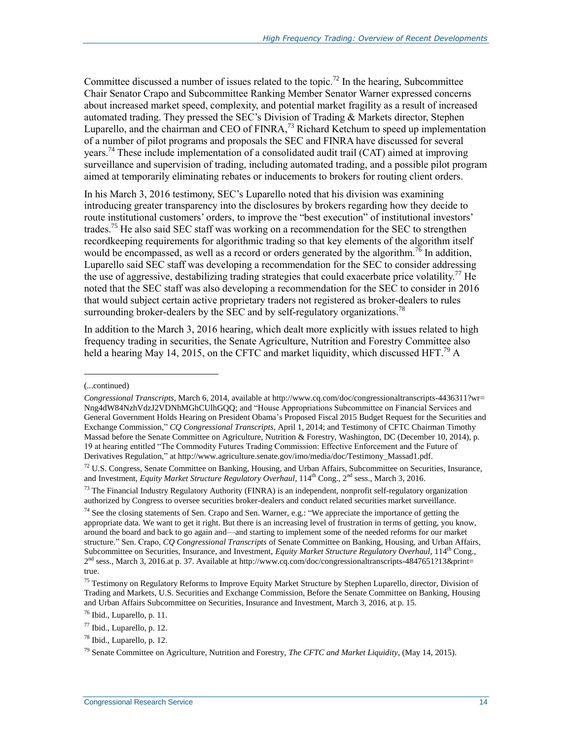Committee discussed a number of issues related to the topic.[72] In the hearing, Subcommittee Chair Senator Crapo and Subcommittee Ranking Member Senator Warner expressed concerns about increased market speed, complexity, and potential market fragility as a result of increased automated trading. They pressed the SEC's Division of Trading & Markets director, Stephen Luparello, and the chairman and CEO of FINRA,[73] Richard Ketchum to speed up implementation of a number of pilot programs and proposals the SEC and FINRA have discussed for several years.[74] These include implementation of a consolidated audit trail (CAT) aimed at improving surveillance and supervision of trading, including automated trading, and a possible pilot program aimed at temporarily eliminating rebates or inducements to brokers for routing client orders.

In his March 3, 2016 testimony, SEC's Luparello noted that his division was examining introducing greater transparency into the disclosures by brokers regarding how they decide to route institutional customers' orders, to improve the "best execution" of institutional investors' trades.[75] He also said SEC staff was working on a recommendation for the SEC to strengthen recordkeeping requirements for algorithmic trading so that key elements of the algorithm itself would be encompassed, as well as a record or orders generated by the algorithm.[76] In addition, Luparello said SEC staff was developing a recommendation for the SEC to consider addressing the use of aggressive, destabilizing trading strategies that could exacerbate price volatility.[77] He noted that the SEC staff was also developing a recommendation for the SEC to consider in 2016 that would subject certain active proprietary traders not registered as broker-dealers to rules surrounding broker-dealers by the SEC and by self-regulatory organizations.[78]

In addition to the March 3, 2016 hearing, which dealt more explicitly with issues related to high frequency trading in securities, the Senate Agriculture, Nutrition and Forestry Committee also held a hearing May 14, 2015, on the CFTC and market liquidity, which discussed HFT.[79] A

---

(...continued)

*Congressional Transcripts*, March 6, 2014, available at http://www.cq.com/doc/congressionaltranscripts-4436311?wr=Nng4dW84NzhVdzJ2VDNhMGhCUlhGQQ; and "House Appropriations Subcommittee on Financial Services and General Government Holds Hearing on President Obama's Proposed Fiscal 2015 Budget Request for the Securities and Exchange Commission," *CQ Congressional Transcripts*, April 1, 2014; and Testimony of CFTC Chairman Timothy Massad before the Senate Committee on Agriculture, Nutrition & Forestry, Washington, DC (December 10, 2014), p. 19 at hearing entitled "The Commodity Futures Trading Commission: Effective Enforcement and the Future of Derivatives Regulation," at http://www.agriculture.senate.gov/imo/media/doc/Testimony_Massad1.pdf.

[72] U.S. Congress, Senate Committee on Banking, Housing, and Urban Affairs, Subcommittee on Securities, Insurance, and Investment, *Equity Market Structure Regulatory Overhaul*, 114th Cong., 2nd sess., March 3, 2016.

[73] The Financial Industry Regulatory Authority (FINRA) is an independent, nonprofit self-regulatory organization authorized by Congress to oversee securities broker-dealers and conduct related securities market surveillance.

[74] See the closing statements of Sen. Crapo and Sen. Warner, e.g.: "We appreciate the importance of getting the appropriate data. We want to get it right. But there is an increasing level of frustration in terms of getting, you know, around the board and back to go again and—and starting to implement some of the needed reforms for our market structure." Sen. Crapo, *CQ Congressional Transcripts* of Senate Committee on Banking, Housing, and Urban Affairs, Subcommittee on Securities, Insurance, and Investment, *Equity Market Structure Regulatory Overhaul*, 114th Cong., 2nd sess., March 3, 2016.at p. 37. Available at http://www.cq.com/doc/congressionaltranscripts-4847651?13&print=true.

[75] Testimony on Regulatory Reforms to Improve Equity Market Structure by Stephen Luparello, director, Division of Trading and Markets, U.S. Securities and Exchange Commission, Before the Senate Committee on Banking, Housing and Urban Affairs Subcommittee on Securities, Insurance and Investment, March 3, 2016, at p. 15.

[76] Ibid., Luparello, p. 11.

[77] Ibid., Luparello, p. 12.

[78] Ibid., Luparello, p. 12.

[79] Senate Committee on Agriculture, Nutrition and Forestry, *The CFTC and Market Liquidity*, (May 14, 2015).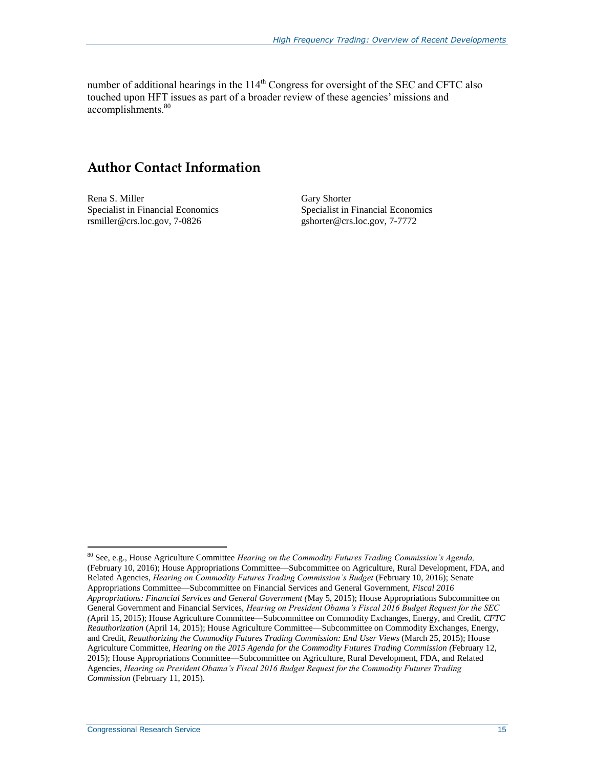number of additional hearings in the 114th Congress for oversight of the SEC and CFTC also touched upon HFT issues as part of a broader review of these agencies' missions and accomplishments.[80]

## Author Contact Information

Rena S. Miller
Specialist in Financial Economics
rsmiller@crs.loc.gov, 7-0826

Gary Shorter
Specialist in Financial Economics
gshorter@crs.loc.gov, 7-7772

---

[80] See, e.g., House Agriculture Committee *Hearing on the Commodity Futures Trading Commission's Agenda,* (February 10, 2016); House Appropriations Committee—Subcommittee on Agriculture, Rural Development, FDA, and Related Agencies, *Hearing on Commodity Futures Trading Commission's Budget* (February 10, 2016); Senate Appropriations Committee—Subcommittee on Financial Services and General Government, *Fiscal 2016 Appropriations: Financial Services and General Government (*May 5, 2015); House Appropriations Subcommittee on General Government and Financial Services, *Hearing on President Obama's Fiscal 2016 Budget Request for the SEC (*April 15, 2015); House Agriculture Committee—Subcommittee on Commodity Exchanges, Energy, and Credit, *CFTC Reauthorization* (April 14, 2015); House Agriculture Committee—Subcommittee on Commodity Exchanges, Energy, and Credit, *Reauthorizing the Commodity Futures Trading Commission: End User Views* (March 25, 2015); House Agriculture Committee, *Hearing on the 2015 Agenda for the Commodity Futures Trading Commission (*February 12, 2015); House Appropriations Committee—Subcommittee on Agriculture, Rural Development, FDA, and Related Agencies, *Hearing on President Obama's Fiscal 2016 Budget Request for the Commodity Futures Trading Commission* (February 11, 2015).